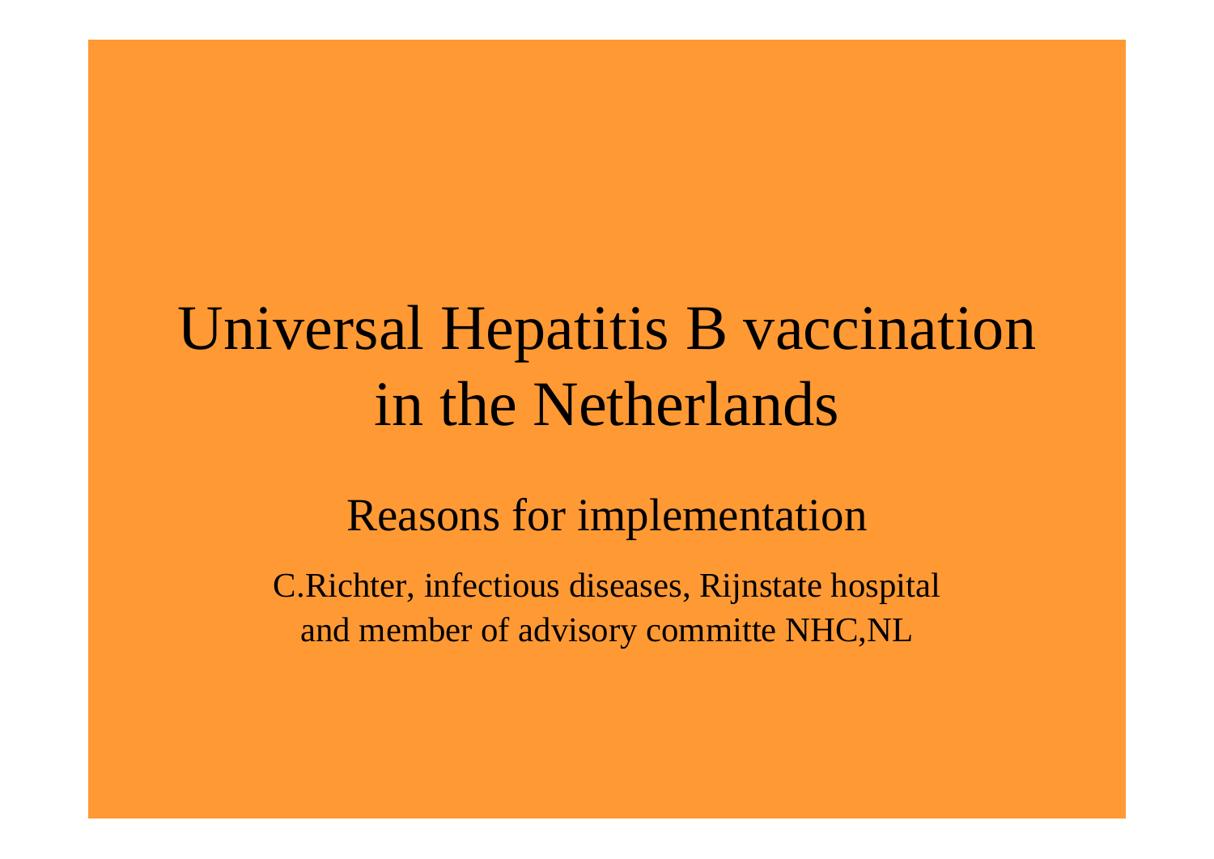# Universal Hepatitis B vaccination in the Netherlands

## Reasons for implementation

C.Richter, infectious diseases, Rijnstate hospital
and member of advisory committe NHC,NL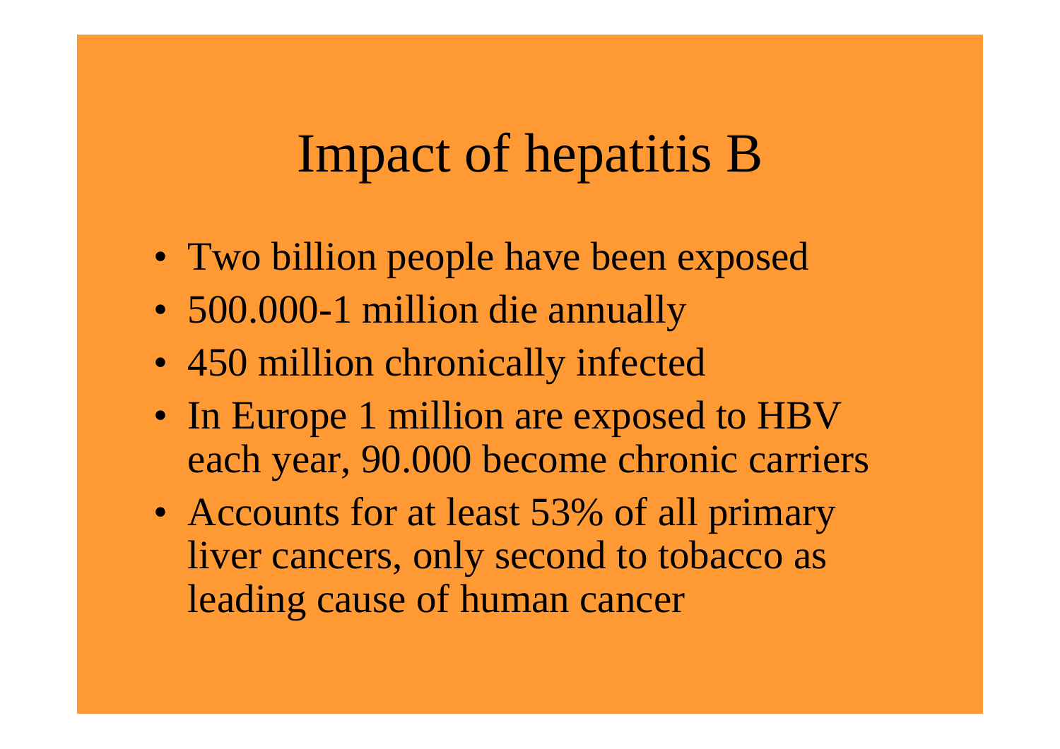# Impact of hepatitis B

- Two billion people have been exposed
- 500.000-1 million die annually
- 450 million chronically infected
- In Europe 1 million are exposed to HBV each year, 90.000 become chronic carriers
- Accounts for at least 53% of all primary liver cancers, only second to tobacco as leading cause of human cancer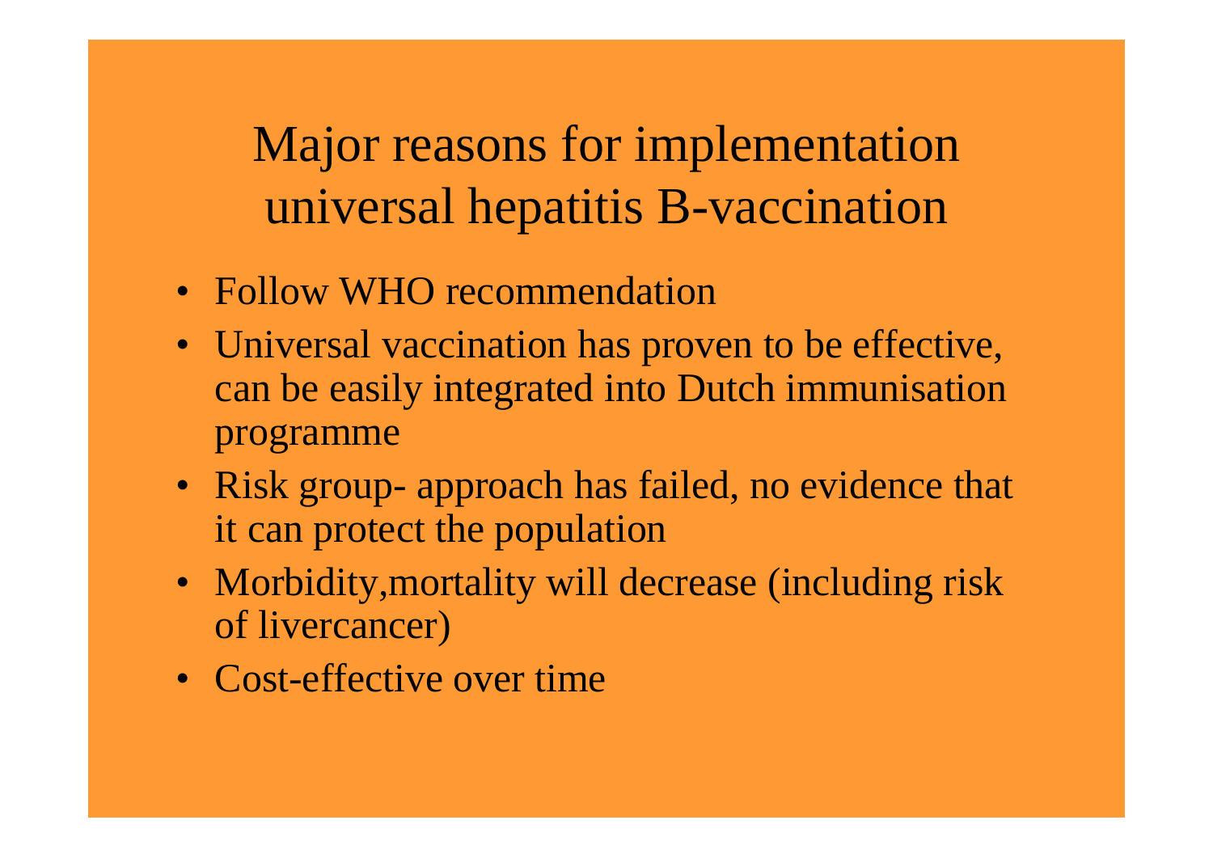# Major reasons for implementation universal hepatitis B-vaccination

- Follow WHO recommendation
- Universal vaccination has proven to be effective, can be easily integrated into Dutch immunisation programme
- Risk group- approach has failed, no evidence that it can protect the population
- Morbidity,mortality will decrease (including risk of livercancer)
- Cost-effective over time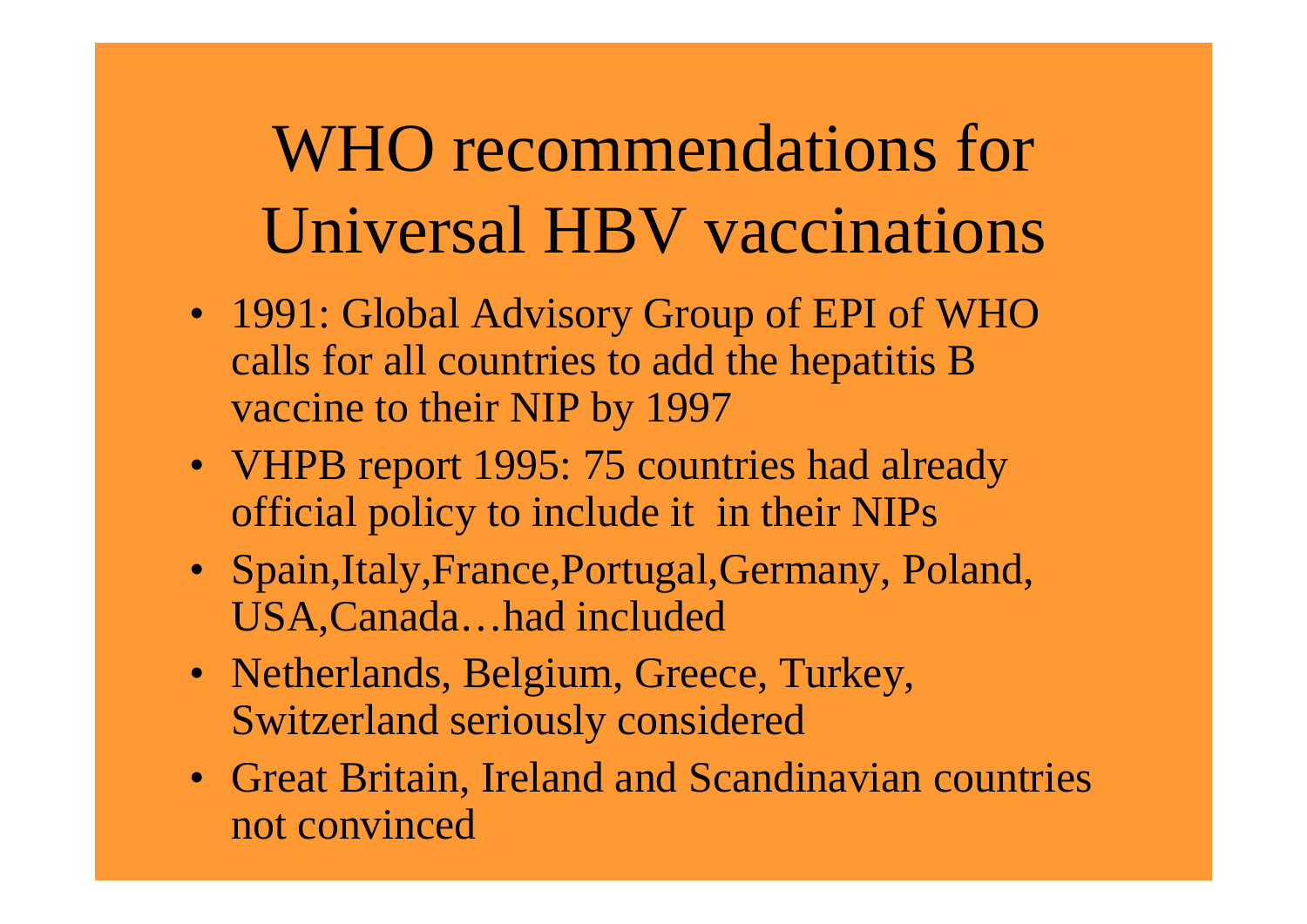# WHO recommendations for Universal HBV vaccinations

- 1991: Global Advisory Group of EPI of WHO calls for all countries to add the hepatitis B vaccine to their NIP by 1997
- VHPB report 1995: 75 countries had already official policy to include it in their NIPs
- Spain,Italy,France,Portugal,Germany, Poland, USA,Canada…had included
- Netherlands, Belgium, Greece, Turkey, Switzerland seriously considered
- Great Britain, Ireland and Scandinavian countries not convinced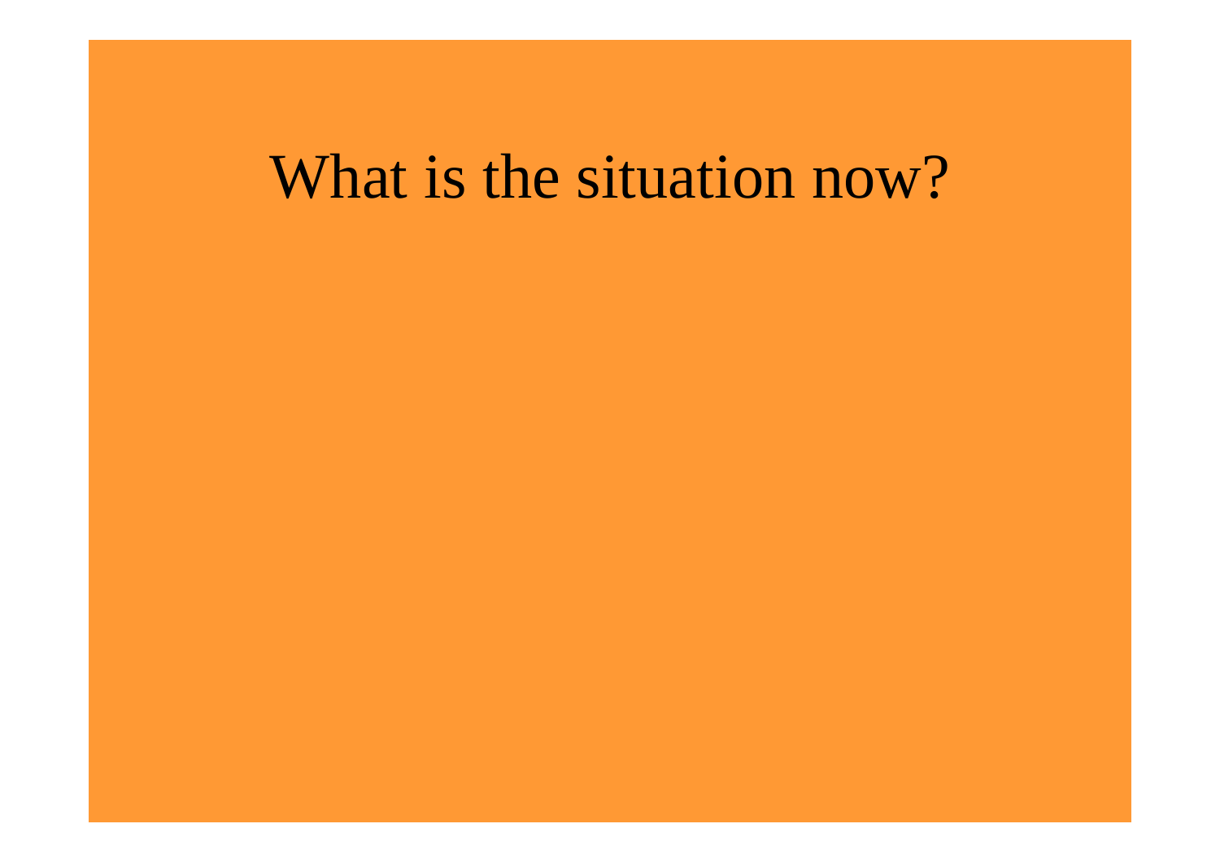# What is the situation now?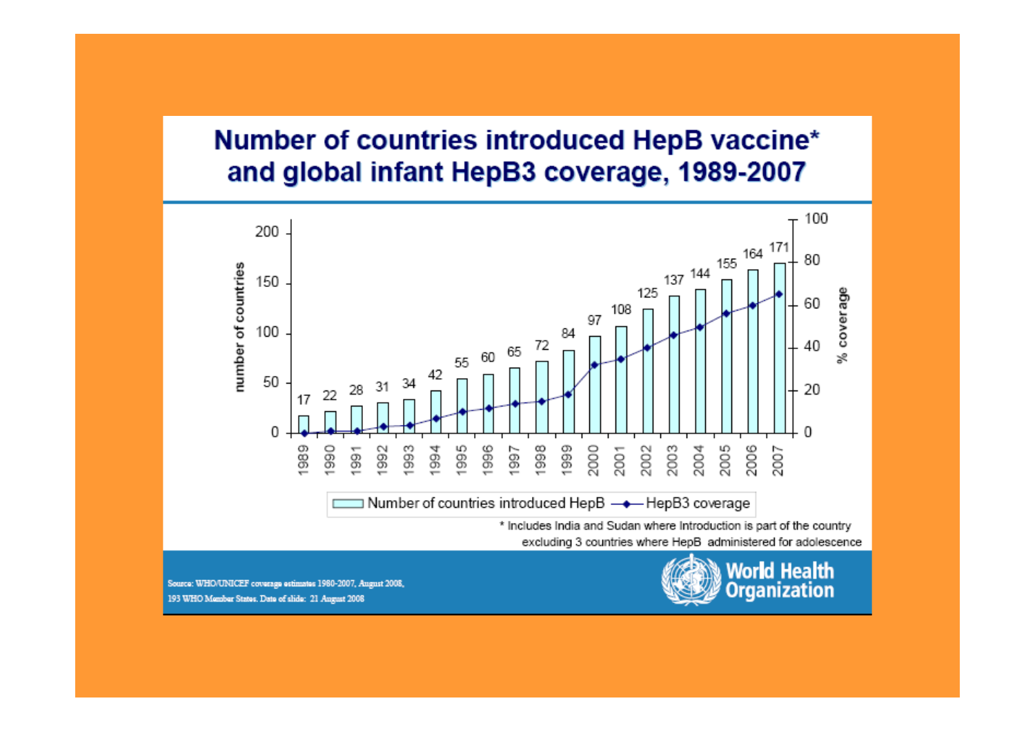# Number of countries introduced HepB vaccine* and global infant HepB3 coverage, 1989-2007

| Year | Number of countries introduced HepB |
|---|---|
| 1989 | 17 |
| 1990 | 22 |
| 1991 | 28 |
| 1992 | 31 |
| 1993 | 34 |
| 1994 | 42 |
| 1995 | 55 |
| 1996 | 60 |
| 1997 | 65 |
| 1998 | 72 |
| 1999 | 84 |
| 2000 | 97 |
| 2001 | 108 |
| 2002 | 125 |
| 2003 | 137 |
| 2004 | 144 |
| 2005 | 155 |
| 2006 | 164 |
| 2007 | 171 |

Number of countries introduced HepB — HepB3 coverage

\* Includes India and Sudan where Introduction is part of the country excluding 3 countries where HepB administered for adolescence

Source: WHO/UNICEF coverage estimates 1980-2007, August 2008, 193 WHO Member States. Date of slide: 21 August 2008

World Health Organization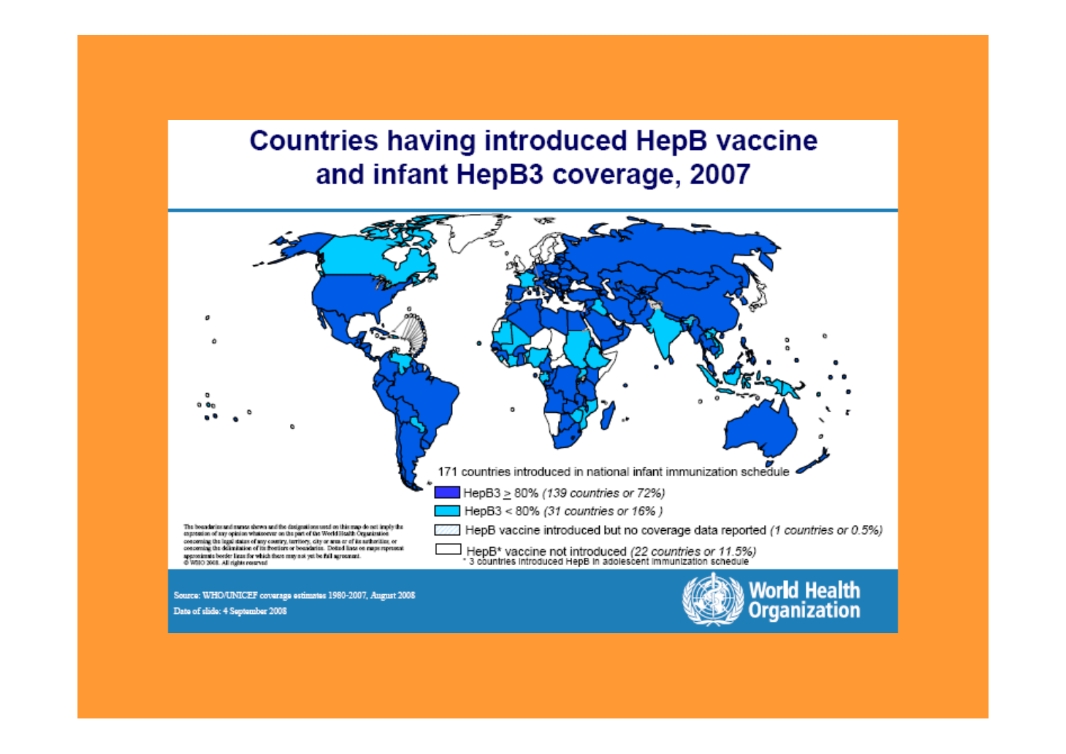# Countries having introduced HepB vaccine and infant HepB3 coverage, 2007

171 countries introduced in national infant immunization schedule

- HepB3 ≥ 80% *(139 countries or 72%)*
- HepB3 < 80% *(31 countries or 16% )*
- HepB vaccine introduced but no coverage data reported *(1 countries or 0.5%)*
- HepB* vaccine not introduced *(22 countries or 11.5%)*

\* 3 countries introduced HepB in adolescent immunization schedule

The boundaries and names shown and the designations used on this map do not imply the expression of any opinion whatsoever on the part of the World Health Organization concerning the legal status of any country, territory, city or area or of its authorities, or concerning the delimitation of its frontiers or boundaries. Dotted lines on maps represent approximate border lines for which there may not yet be full agreement.
© WHO 2008. All rights reserved

Source: WHO/UNICEF coverage estimates 1980-2007, August 2008

Date of slide: 4 September 2008

World Health Organization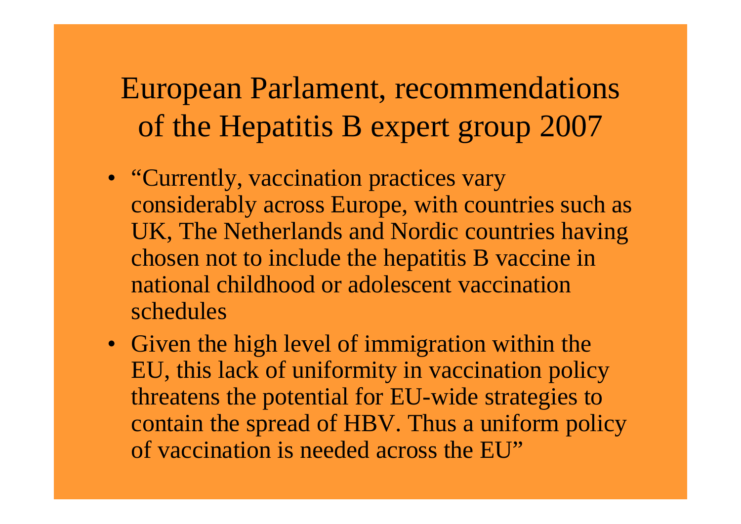# European Parlament, recommendations of the Hepatitis B expert group 2007

- "Currently, vaccination practices vary considerably across Europe, with countries such as UK, The Netherlands and Nordic countries having chosen not to include the hepatitis B vaccine in national childhood or adolescent vaccination schedules
- Given the high level of immigration within the EU, this lack of uniformity in vaccination policy threatens the potential for EU-wide strategies to contain the spread of HBV. Thus a uniform policy of vaccination is needed across the EU"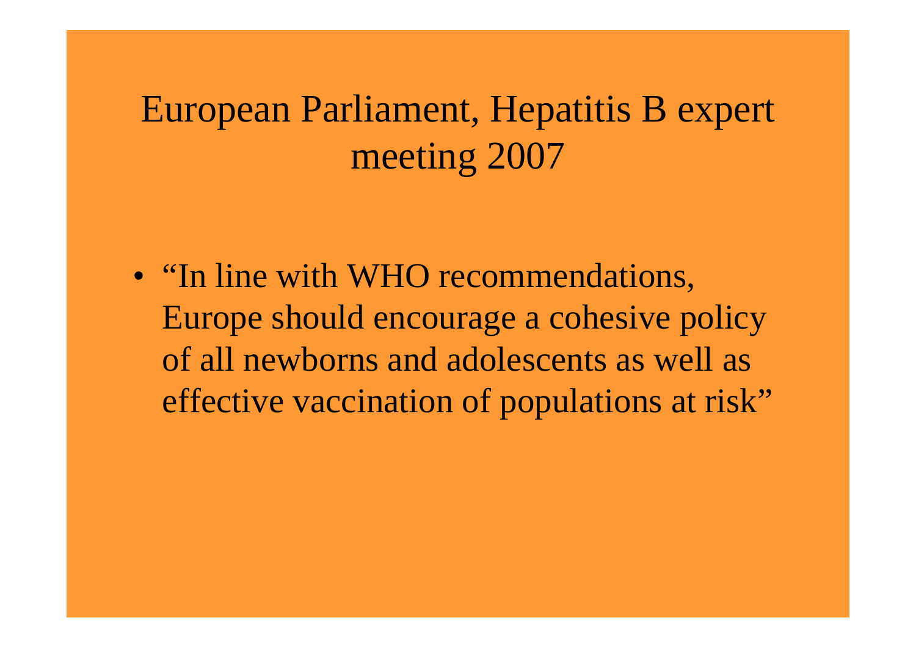# European Parliament, Hepatitis B expert meeting 2007

- "In line with WHO recommendations, Europe should encourage a cohesive policy of all newborns and adolescents as well as effective vaccination of populations at risk"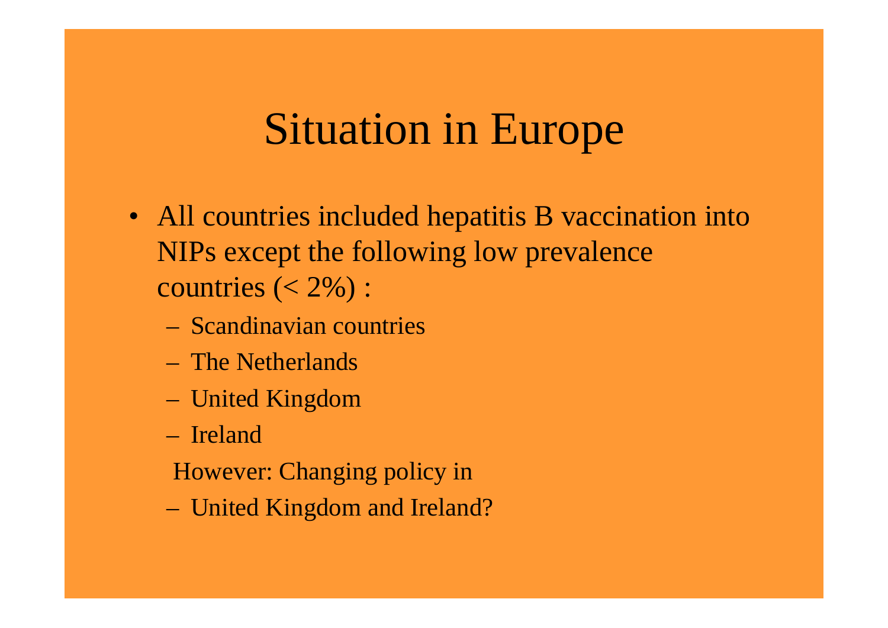# Situation in Europe

- All countries included hepatitis B vaccination into NIPs except the following low prevalence countries (< 2%) :
  - Scandinavian countries
  - The Netherlands
  - United Kingdom
  - Ireland

  However: Changing policy in

  - United Kingdom and Ireland?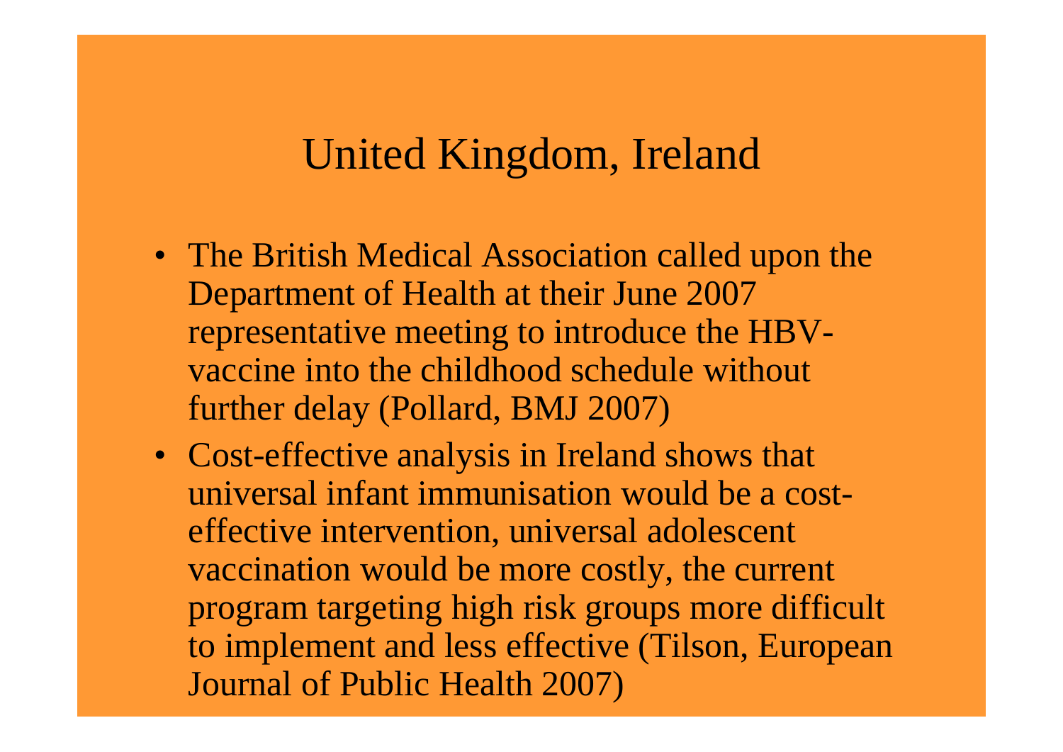# United Kingdom, Ireland

- The British Medical Association called upon the Department of Health at their June 2007 representative meeting to introduce the HBV-vaccine into the childhood schedule without further delay (Pollard, BMJ 2007)
- Cost-effective analysis in Ireland shows that universal infant immunisation would be a cost-effective intervention, universal adolescent vaccination would be more costly, the current program targeting high risk groups more difficult to implement and less effective (Tilson, European Journal of Public Health 2007)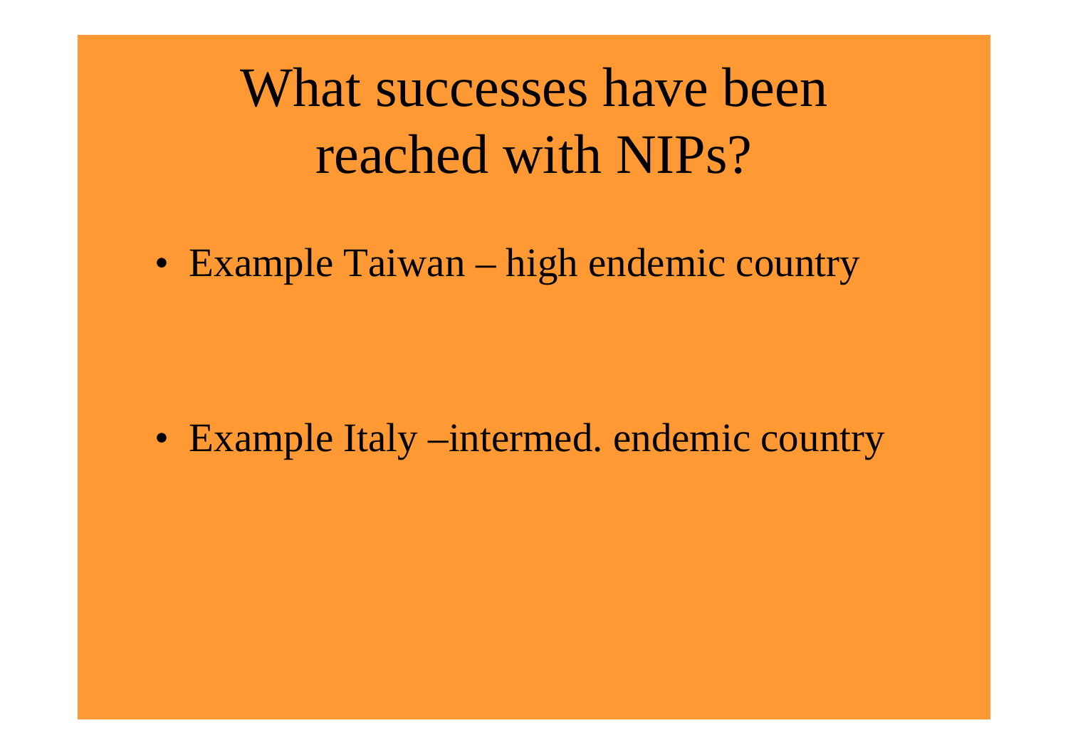# What successes have been reached with NIPs?

- Example Taiwan – high endemic country

- Example Italy –intermed. endemic country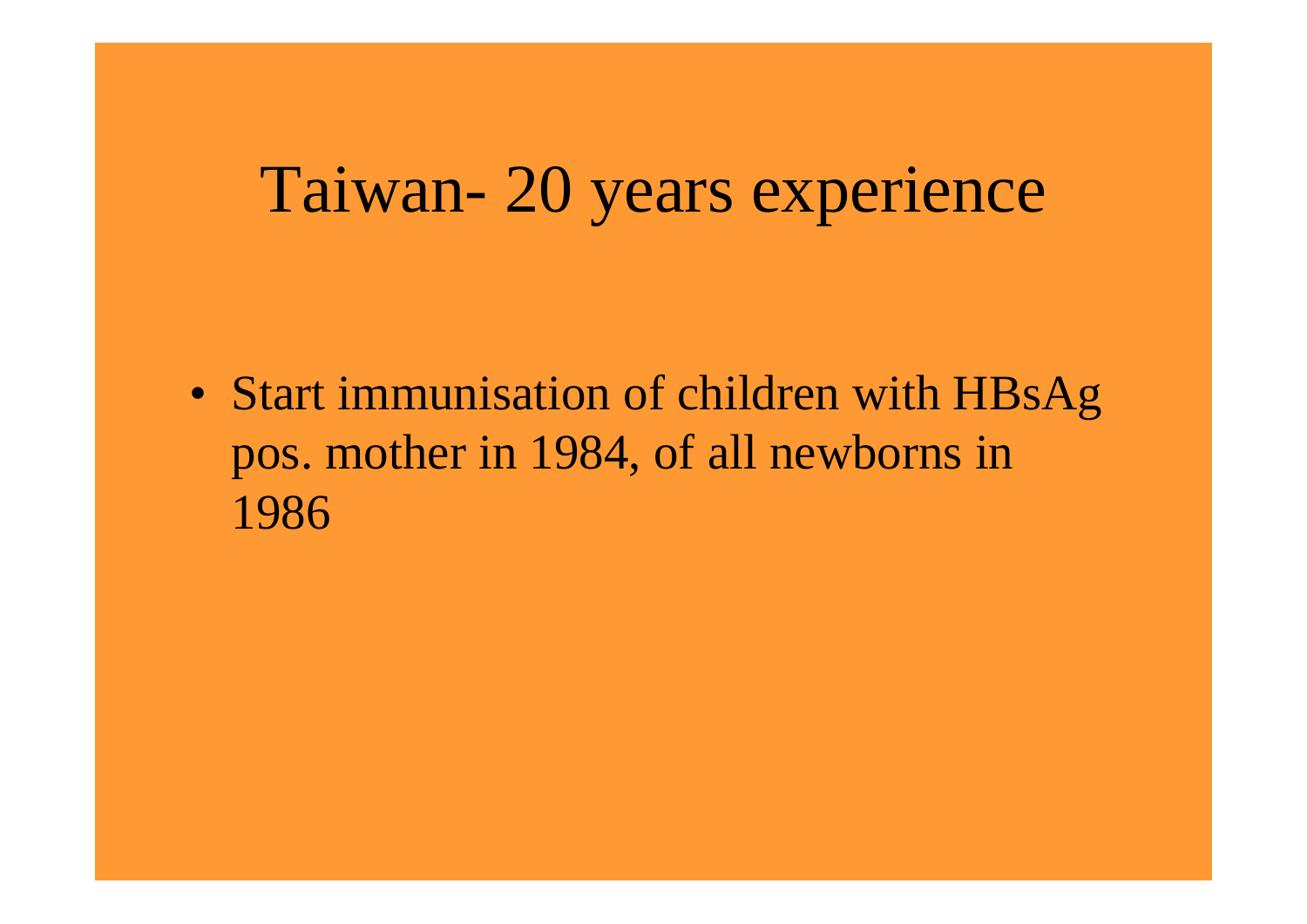# Taiwan- 20 years experience

- Start immunisation of children with HBsAg pos. mother in 1984, of all newborns in 1986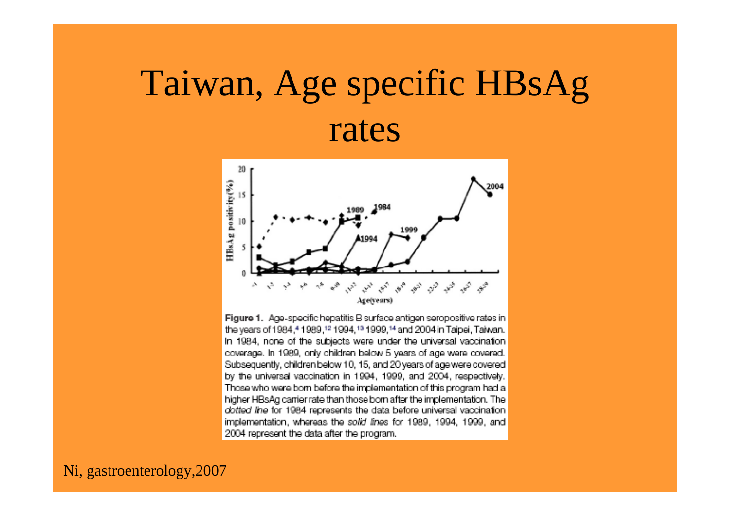# Taiwan, Age specific HBsAg rates

**Figure 1.** Age-specific hepatitis B surface antigen seropositive rates in the years of 1984,[4] 1989,[12] 1994,[13] 1999,[14] and 2004 in Taipei, Taiwan. In 1984, none of the subjects were under the universal vaccination coverage. In 1989, only children below 5 years of age were covered. Subsequently, children below 10, 15, and 20 years of age were covered by the universal vaccination in 1994, 1999, and 2004, respectively. Those who were born before the implementation of this program had a higher HBsAg carrier rate than those born after the implementation. The *dotted line* for 1984 represents the data before universal vaccination implementation, whereas the *solid lines* for 1989, 1994, 1999, and 2004 represent the data after the program.

Ni, gastroenterology,2007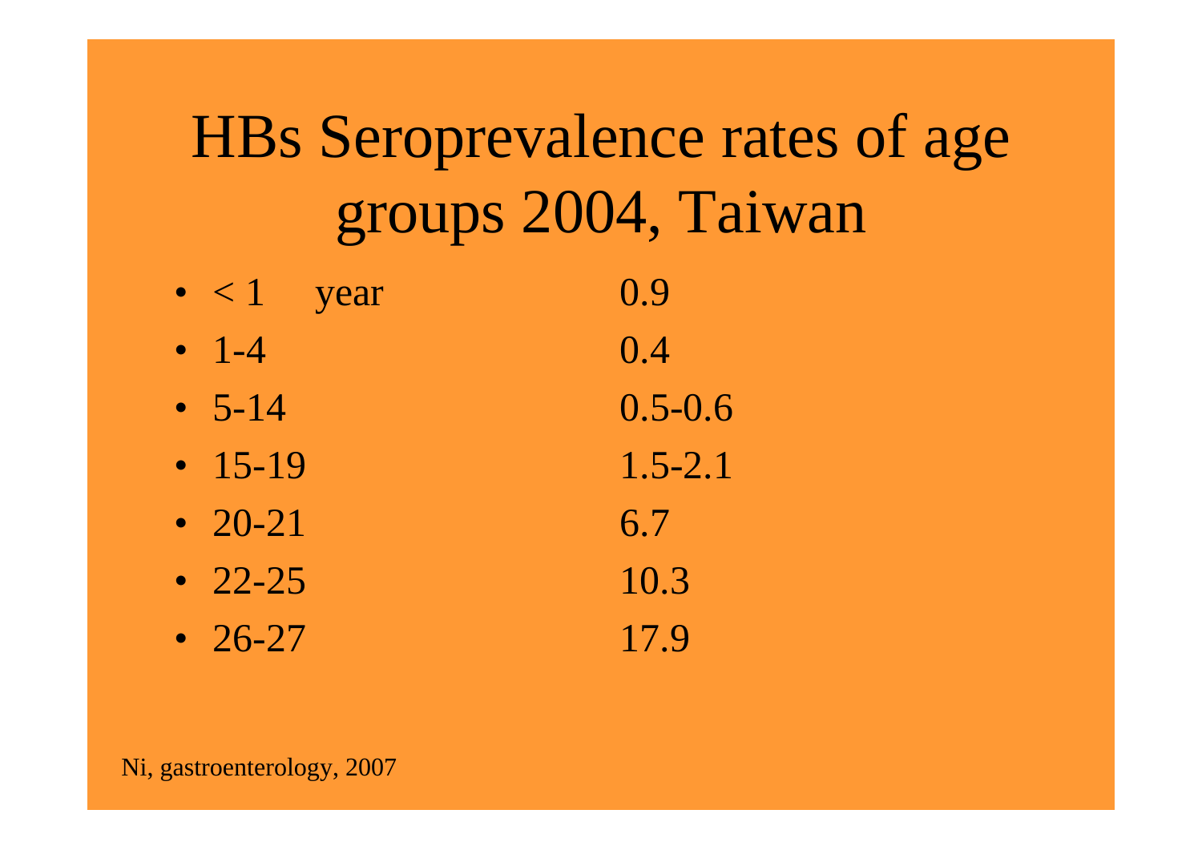# HBs Seroprevalence rates of age groups 2004, Taiwan

- < 1 year 0.9
- 1-4 0.4
- 5-14 0.5-0.6
- 15-19 1.5-2.1
- 20-21 6.7
- 22-25 10.3
- 26-27 17.9

Ni, gastroenterology, 2007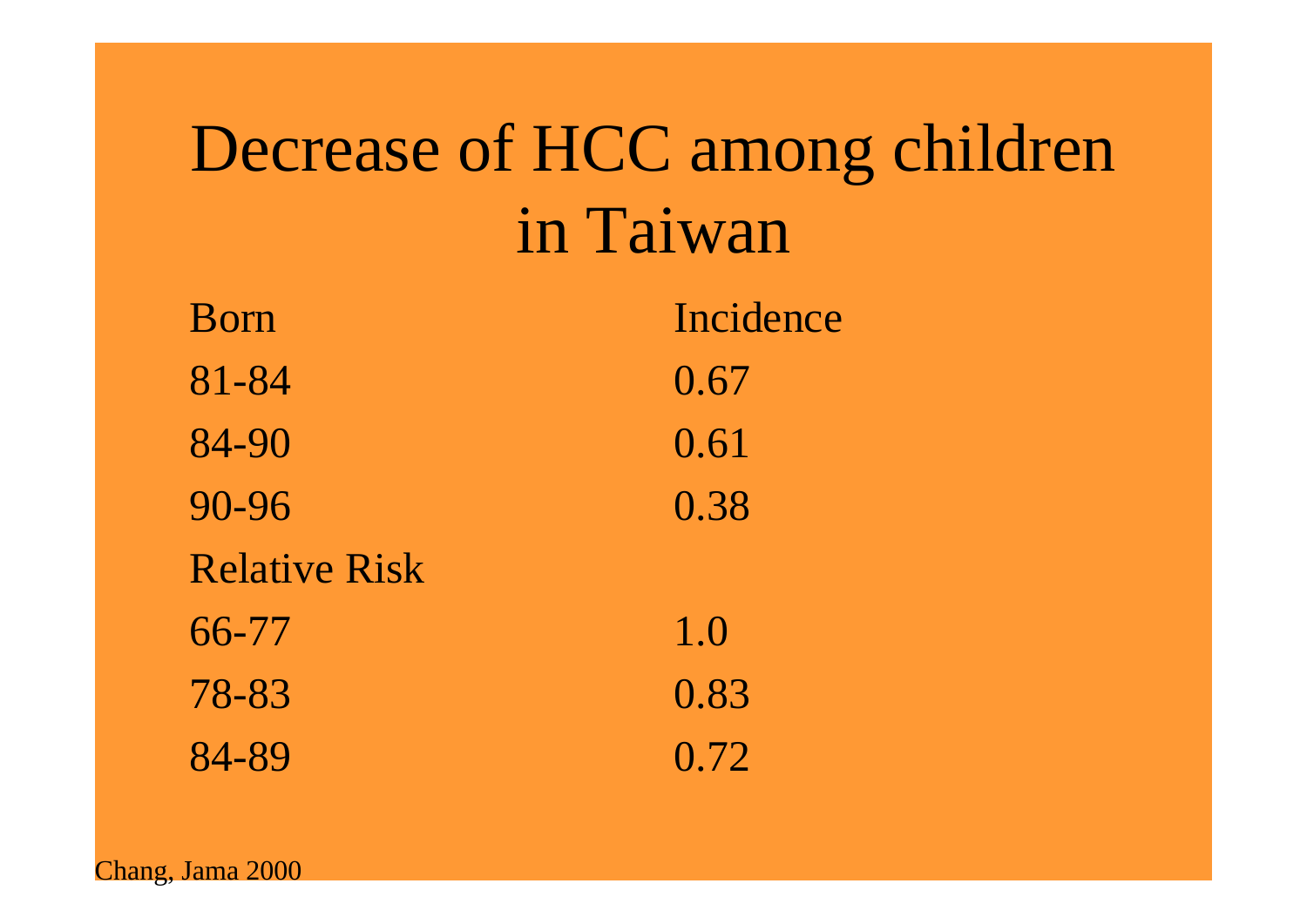# Decrease of HCC among children in Taiwan

| Born | Incidence |
|---|---|
| 81-84 | 0.67 |
| 84-90 | 0.61 |
| 90-96 | 0.38 |
| Relative Risk | |
| 66-77 | 1.0 |
| 78-83 | 0.83 |
| 84-89 | 0.72 |

Chang, Jama 2000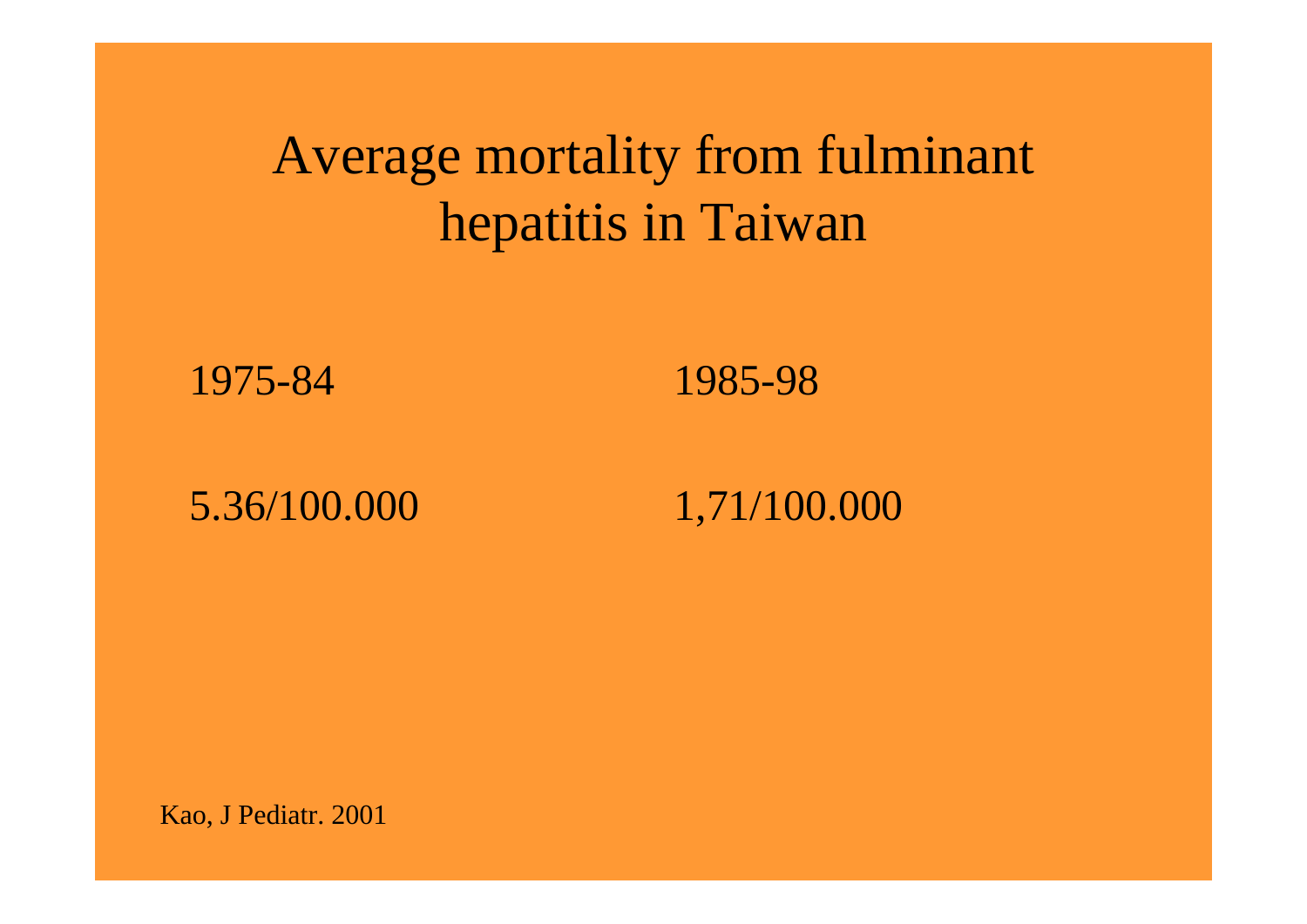# Average mortality from fulminant hepatitis in Taiwan

| 1975-84 | 1985-98 |
|---|---|
| 5.36/100.000 | 1,71/100.000 |

Kao, J Pediatr. 2001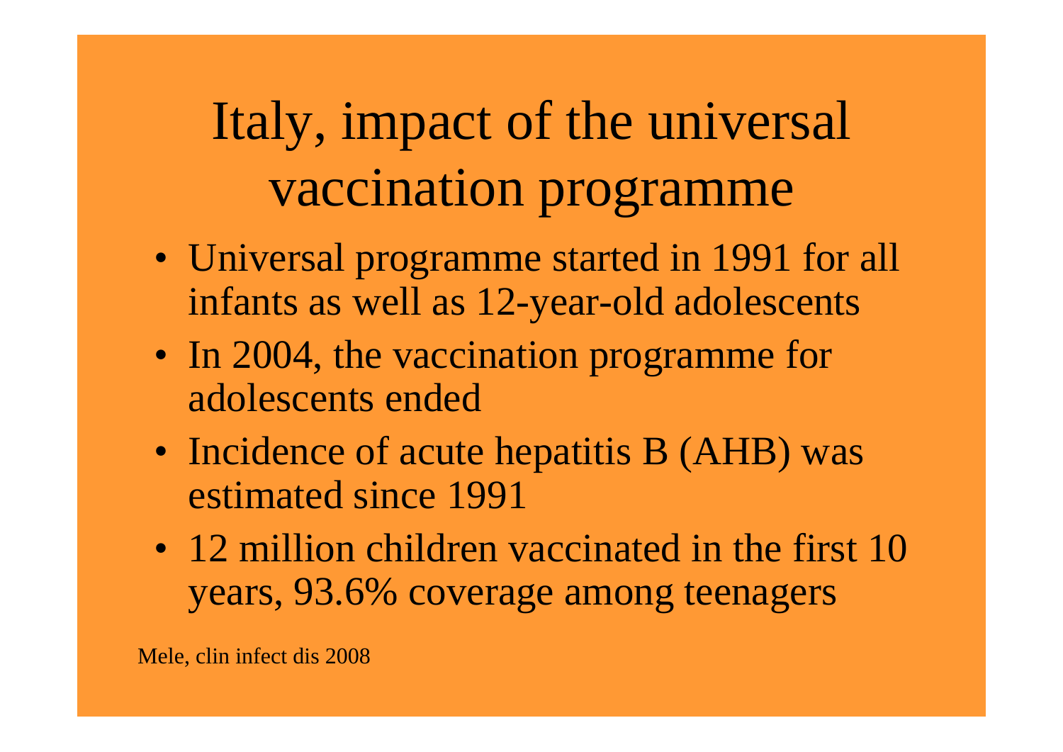# Italy, impact of the universal vaccination programme

- Universal programme started in 1991 for all infants as well as 12-year-old adolescents
- In 2004, the vaccination programme for adolescents ended
- Incidence of acute hepatitis B (AHB) was estimated since 1991
- 12 million children vaccinated in the first 10 years, 93.6% coverage among teenagers

Mele, clin infect dis 2008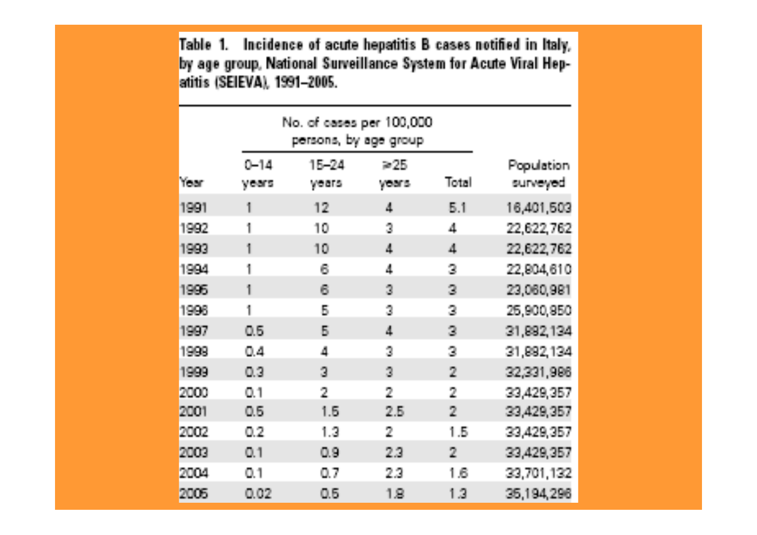**Table 1. Incidence of acute hepatitis B cases notified in Italy, by age group, National Surveillance System for Acute Viral Hepatitis (SEIEVA), 1991–2005.**

| Year | No. of cases per 100,000 persons, by age group | | | | Population surveyed |
|---|---|---|---|---|---|
| | 0–14 years | 15–24 years | ≥25 years | Total | |
| 1991 | 1 | 12 | 4 | 5.1 | 16,401,503 |
| 1992 | 1 | 10 | 3 | 4 | 22,622,762 |
| 1993 | 1 | 10 | 4 | 4 | 22,622,762 |
| 1994 | 1 | 6 | 4 | 3 | 22,804,610 |
| 1995 | 1 | 6 | 3 | 3 | 23,060,981 |
| 1996 | 1 | 5 | 3 | 3 | 25,900,950 |
| 1997 | 0.5 | 5 | 4 | 3 | 31,882,134 |
| 1998 | 0.4 | 4 | 3 | 3 | 31,882,134 |
| 1999 | 0.3 | 3 | 3 | 2 | 32,331,986 |
| 2000 | 0.1 | 2 | 2 | 2 | 33,429,357 |
| 2001 | 0.5 | 1.5 | 2.5 | 2 | 33,429,357 |
| 2002 | 0.2 | 1.3 | 2 | 1.5 | 33,429,357 |
| 2003 | 0.1 | 0.9 | 2.3 | 2 | 33,429,357 |
| 2004 | 0.1 | 0.7 | 2.3 | 1.6 | 33,701,132 |
| 2005 | 0.02 | 0.5 | 1.8 | 1.3 | 35,194,296 |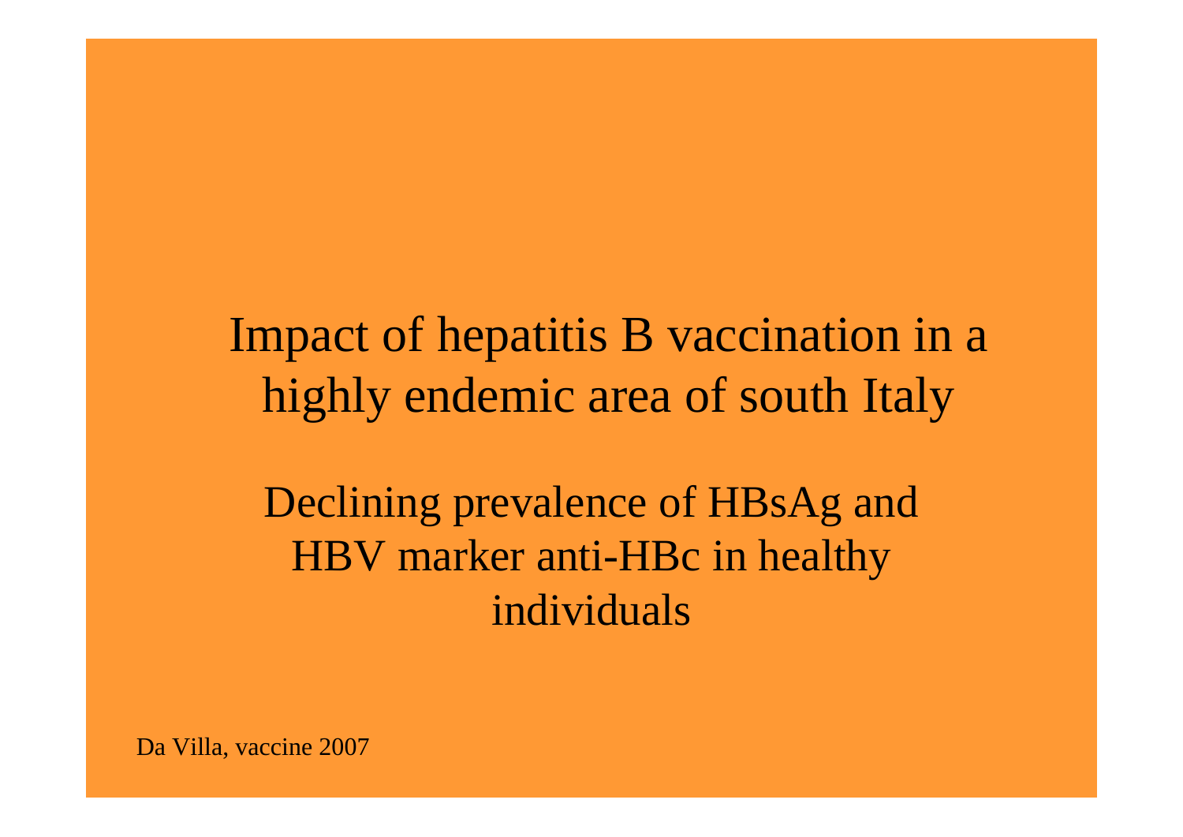# Impact of hepatitis B vaccination in a highly endemic area of south Italy

## Declining prevalence of HBsAg and HBV marker anti-HBc in healthy individuals

Da Villa, vaccine 2007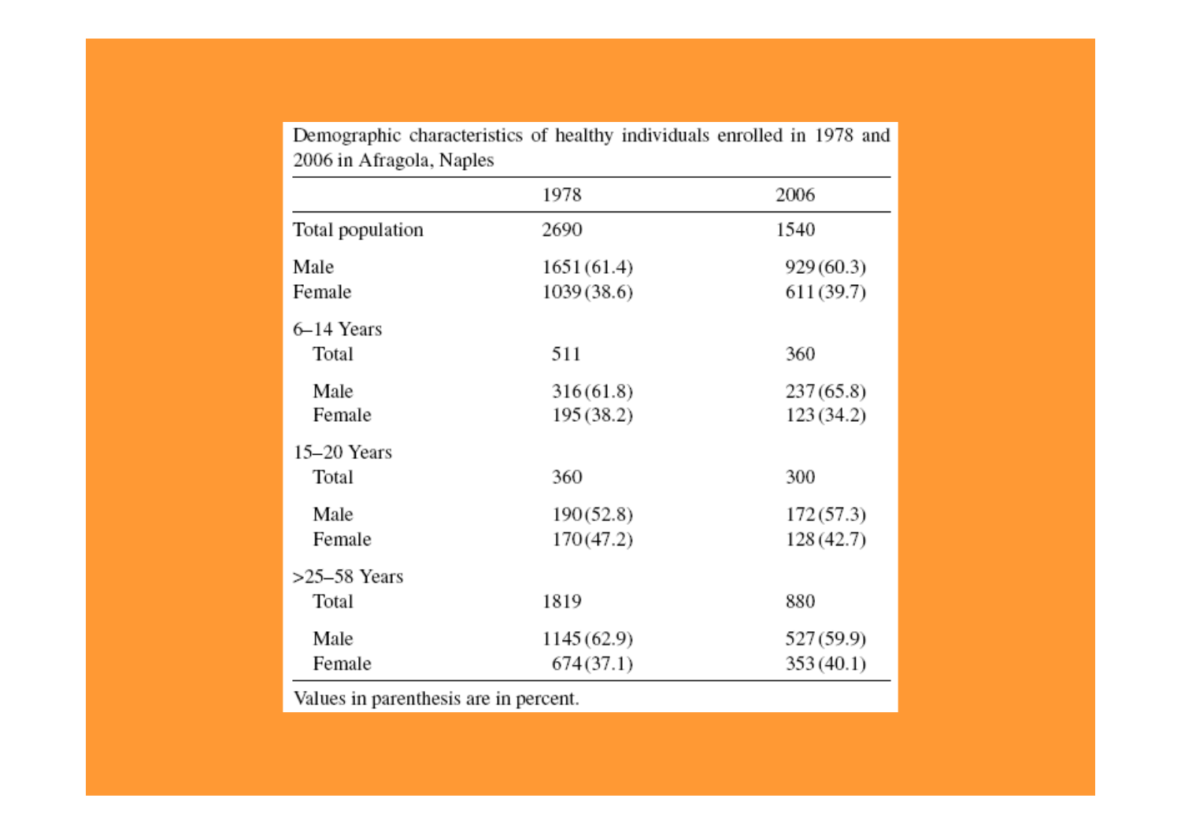Demographic characteristics of healthy individuals enrolled in 1978 and 2006 in Afragola, Naples

| | 1978 | 2006 |
|---|---|---|
| Total population | 2690 | 1540 |
| Male | 1651 (61.4) | 929 (60.3) |
| Female | 1039 (38.6) | 611 (39.7) |
| 6–14 Years | | |
| Total | 511 | 360 |
| Male | 316 (61.8) | 237 (65.8) |
| Female | 195 (38.2) | 123 (34.2) |
| 15–20 Years | | |
| Total | 360 | 300 |
| Male | 190 (52.8) | 172 (57.3) |
| Female | 170 (47.2) | 128 (42.7) |
| >25–58 Years | | |
| Total | 1819 | 880 |
| Male | 1145 (62.9) | 527 (59.9) |
| Female | 674 (37.1) | 353 (40.1) |

Values in parenthesis are in percent.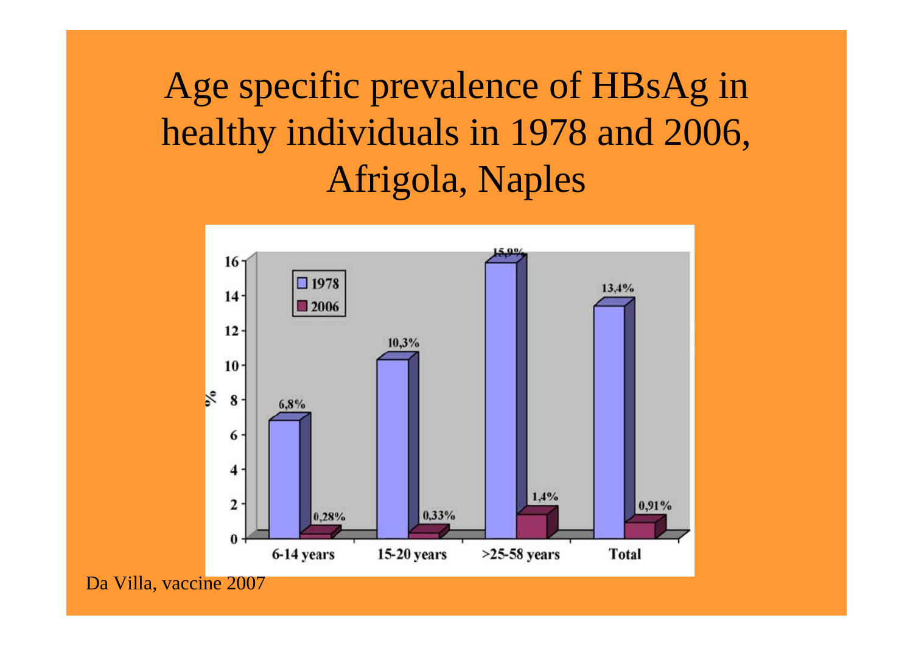# Age specific prevalence of HBsAg in healthy individuals in 1978 and 2006, Afrigola, Naples

| | 1978 | 2006 |
|---|---|---|
| 6-14 years | 6,8% | 0,28% |
| 15-20 years | 10,3% | 0,33% |
| >25-58 years | 15,9% | 1,4% |
| Total | 13,4% | 0,91% |

Da Villa, vaccine 2007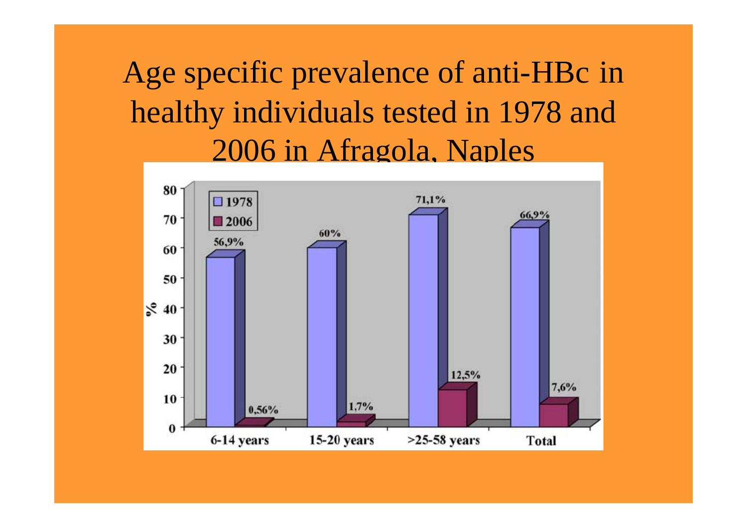# Age specific prevalence of anti-HBc in healthy individuals tested in 1978 and 2006 in Afragola, Naples

| | 6-14 years | 15-20 years | >25-58 years | Total |
|---|---|---|---|---|
| 1978 | 56,9% | 60% | 71,1% | 66,9% |
| 2006 | 0,56% | 1,7% | 12,5% | 7,6% |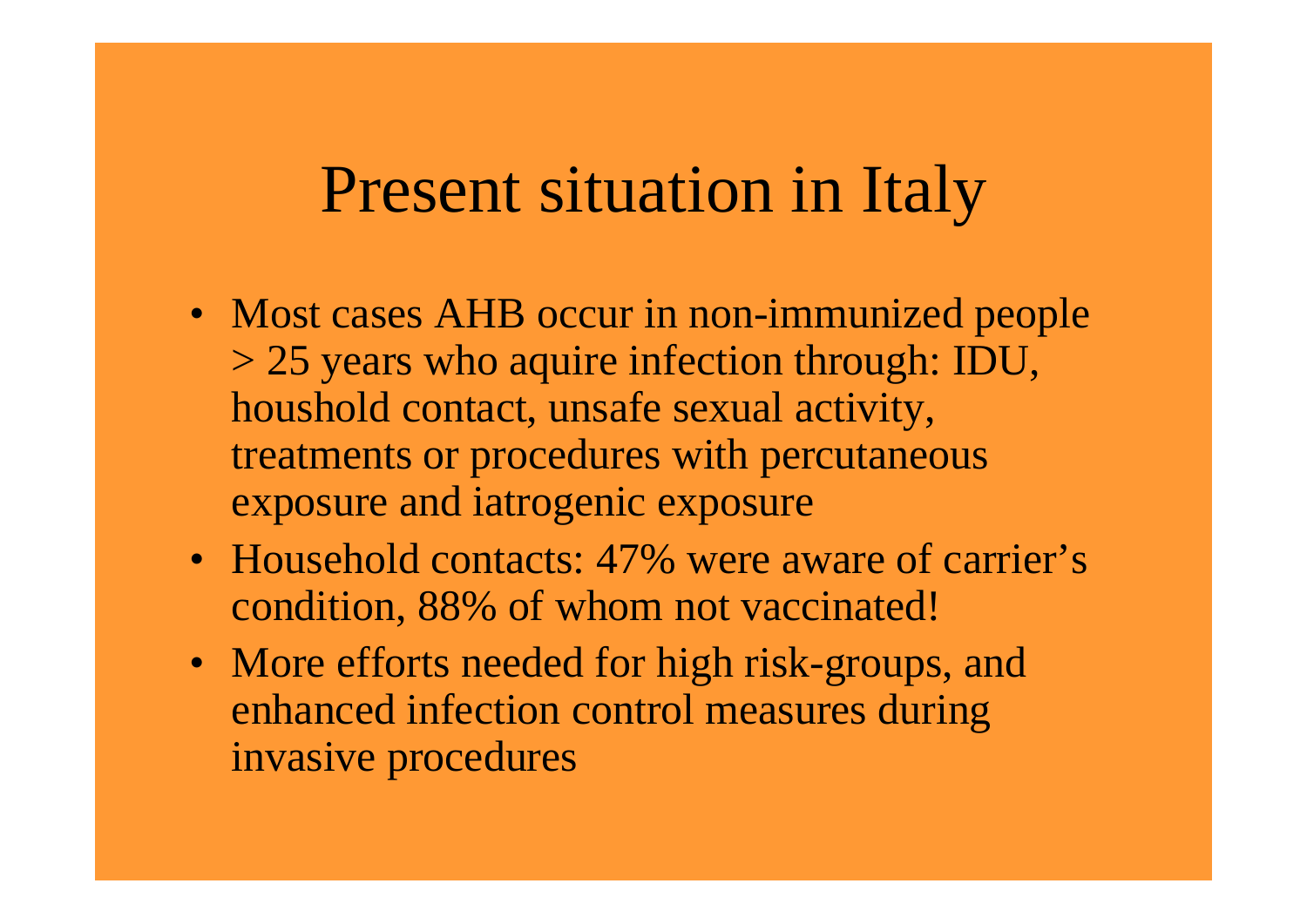# Present situation in Italy

- Most cases AHB occur in non-immunized people > 25 years who aquire infection through: IDU, houshold contact, unsafe sexual activity, treatments or procedures with percutaneous exposure and iatrogenic exposure
- Household contacts: 47% were aware of carrier's condition, 88% of whom not vaccinated!
- More efforts needed for high risk-groups, and enhanced infection control measures during invasive procedures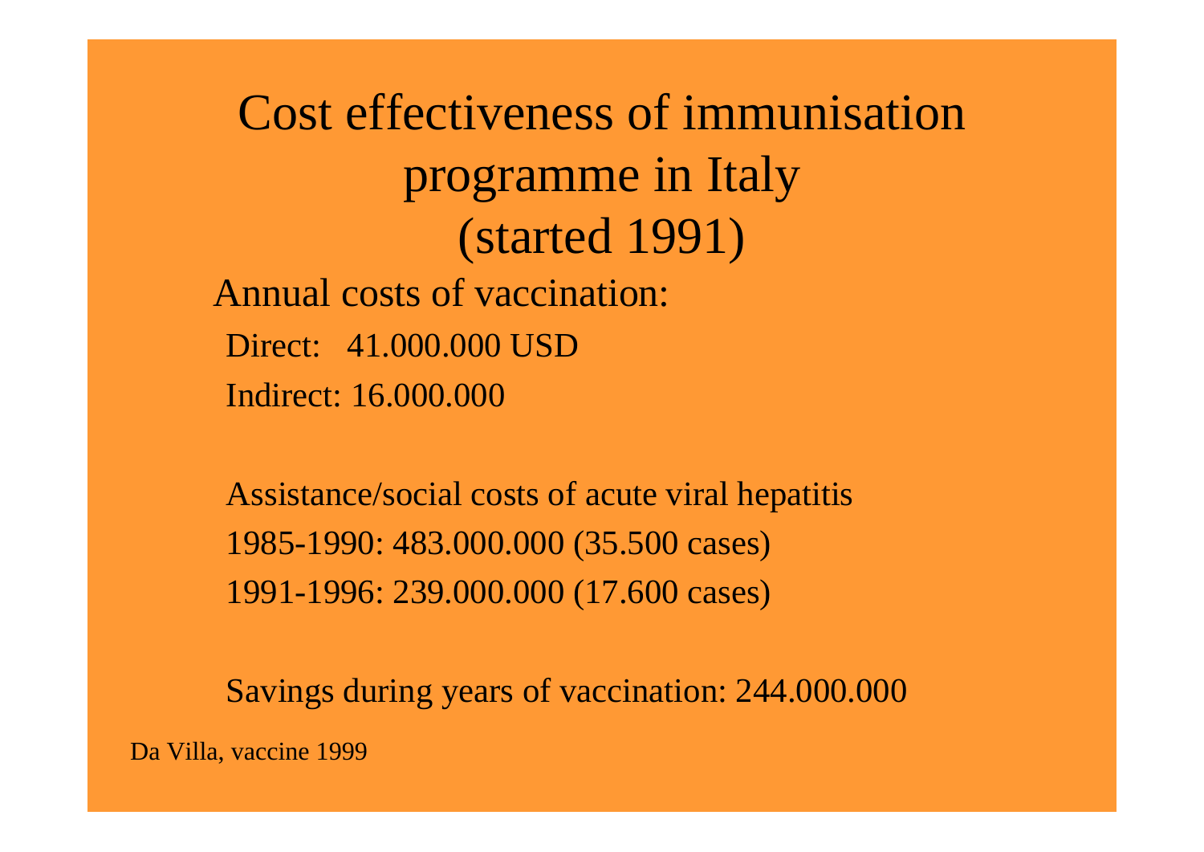# Cost effectiveness of immunisation programme in Italy (started 1991)

Annual costs of vaccination:

Direct: 41.000.000 USD

Indirect: 16.000.000

Assistance/social costs of acute viral hepatitis

1985-1990: 483.000.000 (35.500 cases)

1991-1996: 239.000.000 (17.600 cases)

Savings during years of vaccination: 244.000.000

Da Villa, vaccine 1999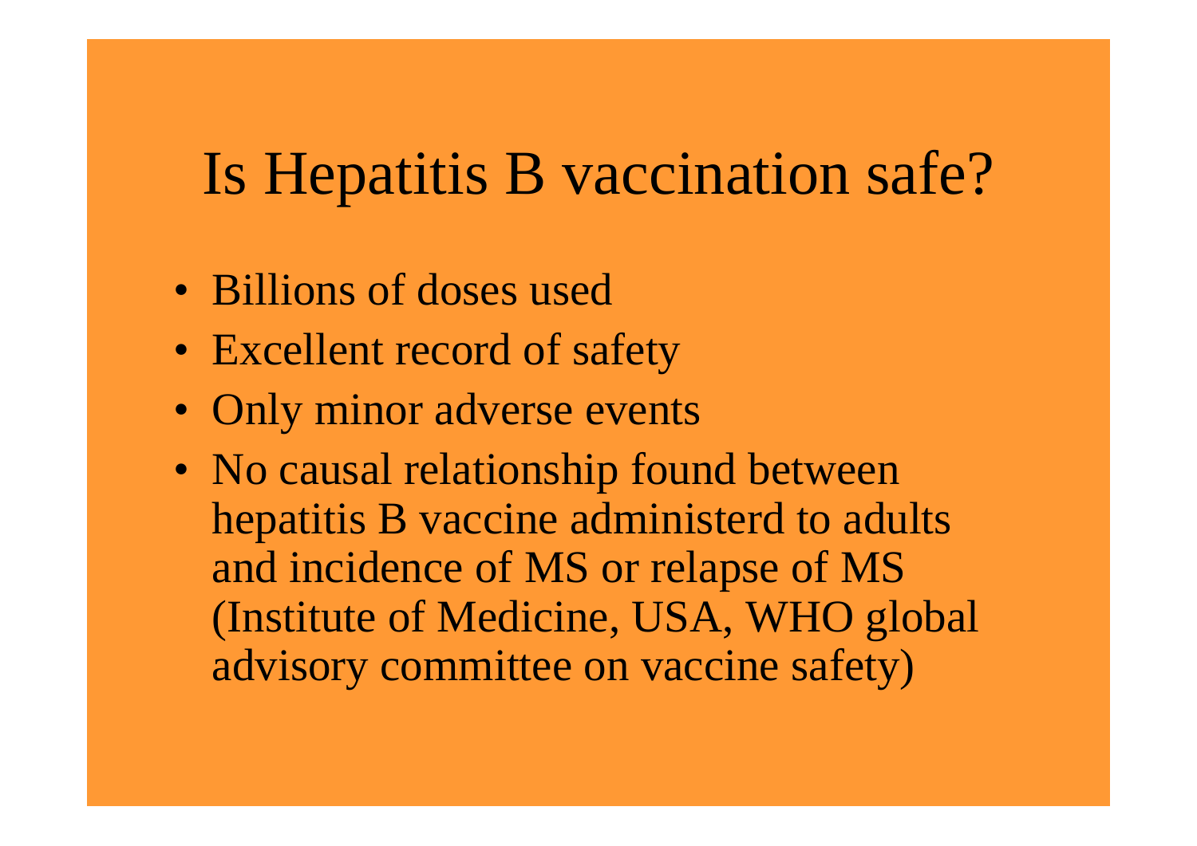# Is Hepatitis B vaccination safe?

- Billions of doses used
- Excellent record of safety
- Only minor adverse events
- No causal relationship found between hepatitis B vaccine administerd to adults and incidence of MS or relapse of MS (Institute of Medicine, USA, WHO global advisory committee on vaccine safety)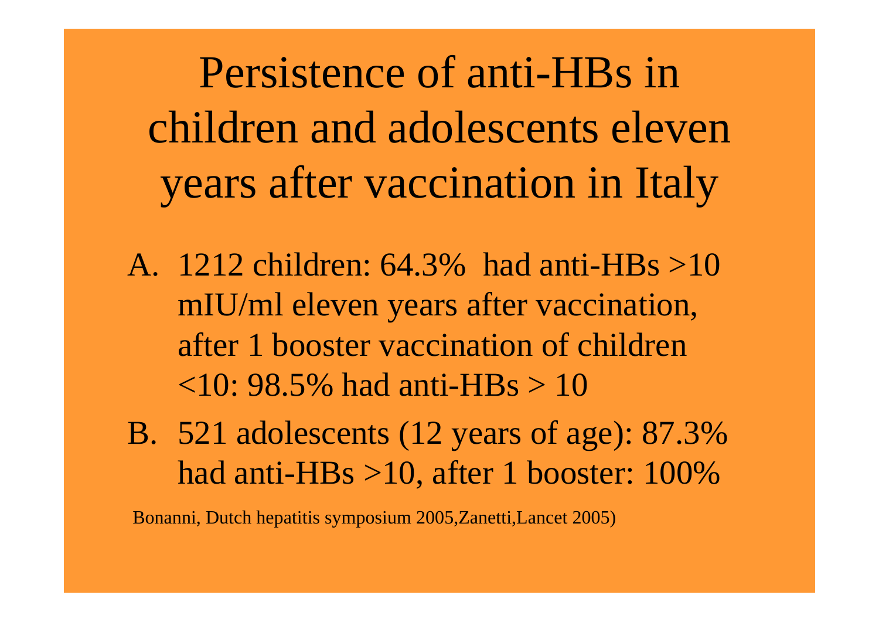# Persistence of anti-HBs in children and adolescents eleven years after vaccination in Italy

A. 1212 children: 64.3% had anti-HBs >10 mIU/ml eleven years after vaccination, after 1 booster vaccination of children <10: 98.5% had anti-HBs > 10

B. 521 adolescents (12 years of age): 87.3% had anti-HBs >10, after 1 booster: 100%

Bonanni, Dutch hepatitis symposium 2005,Zanetti,Lancet 2005)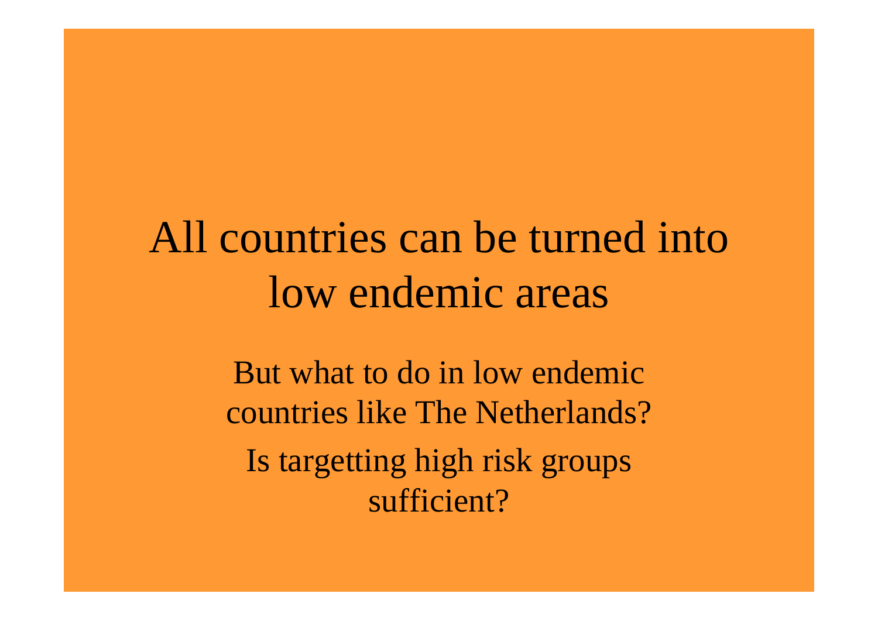# All countries can be turned into low endemic areas

But what to do in low endemic countries like The Netherlands?

Is targetting high risk groups sufficient?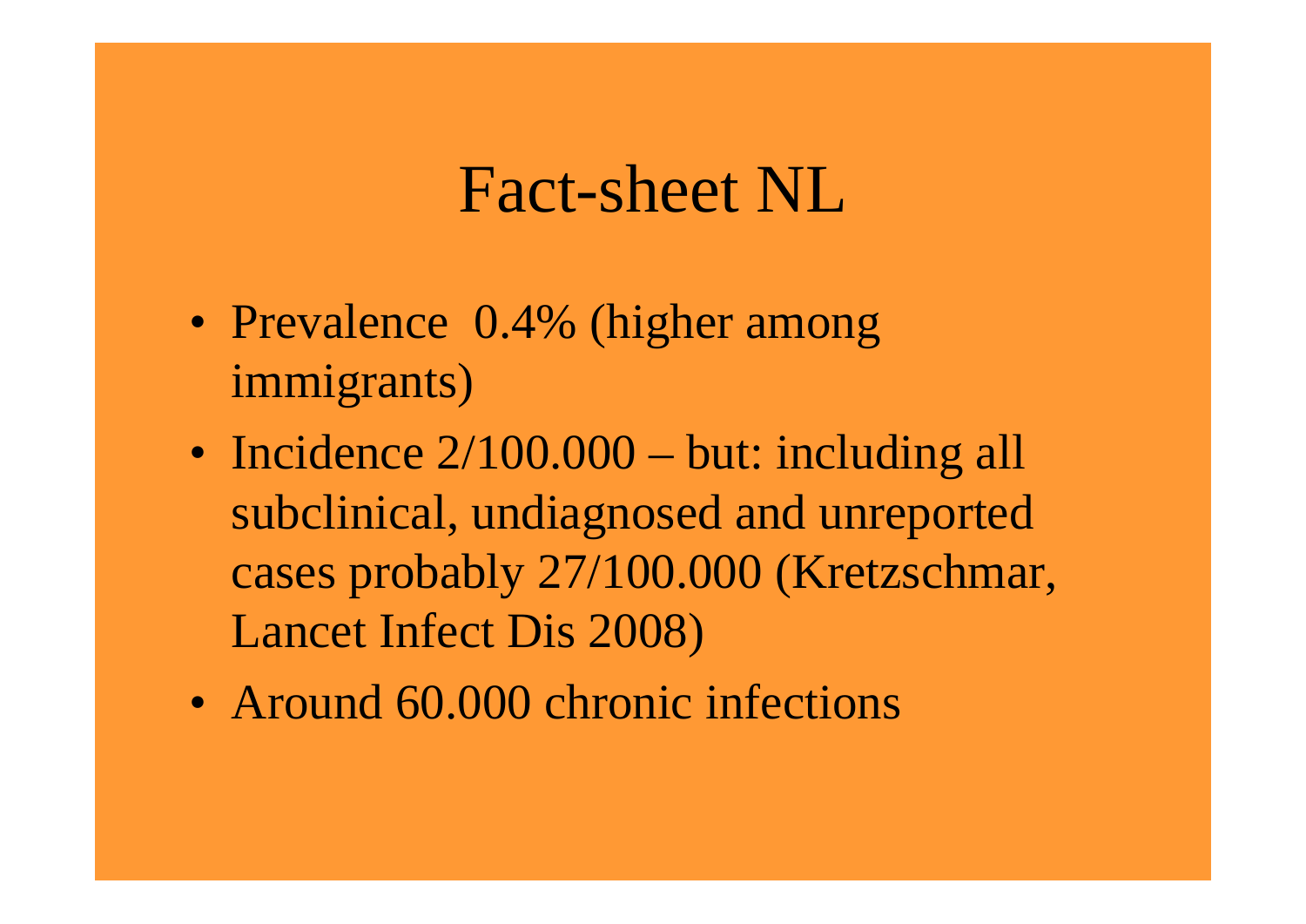# Fact-sheet NL

- Prevalence  0.4% (higher among immigrants)
- Incidence 2/100.000 – but: including all subclinical, undiagnosed and unreported cases probably 27/100.000 (Kretzschmar, Lancet Infect Dis 2008)
- Around 60.000 chronic infections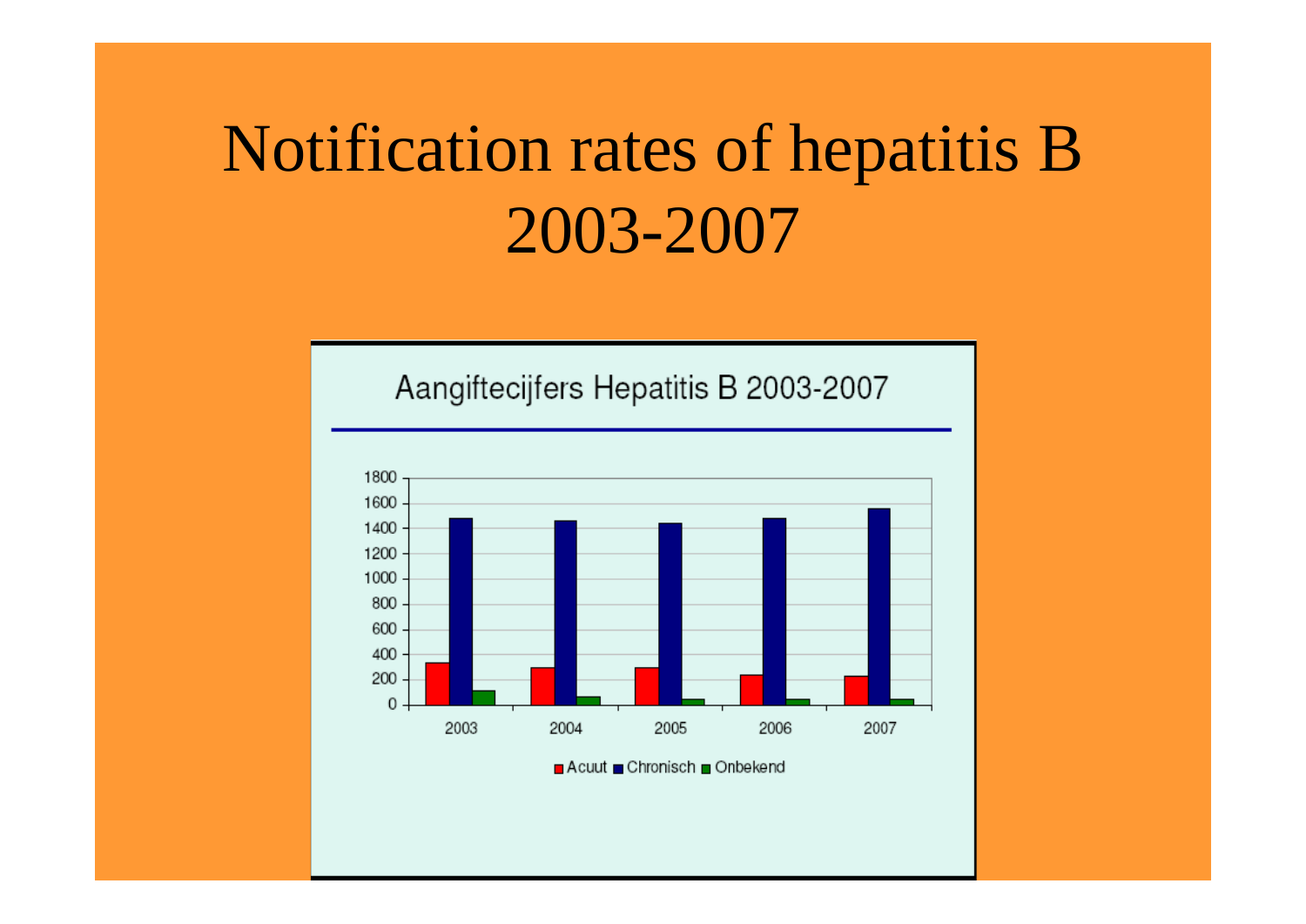# Notification rates of hepatitis B 2003-2007

Aangiftecijfers Hepatitis B 2003-2007

Acuut / Chronisch / Onbekend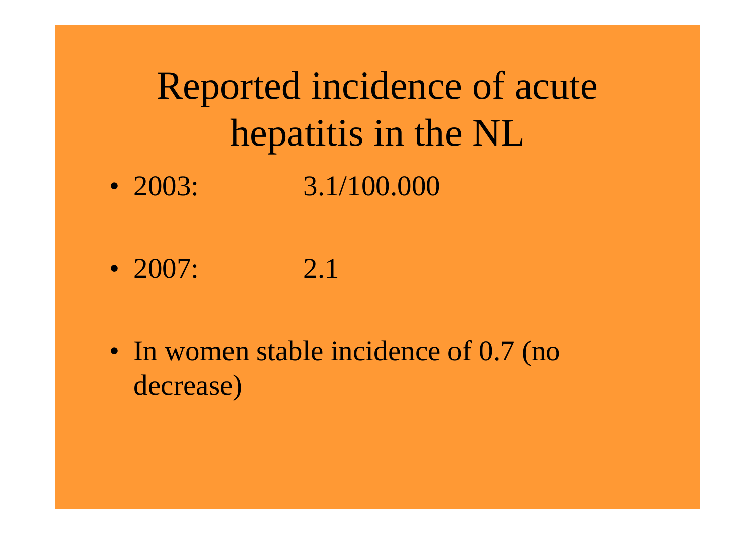# Reported incidence of acute hepatitis in the NL

- 2003: 3.1/100.000
- 2007: 2.1
- In women stable incidence of 0.7 (no decrease)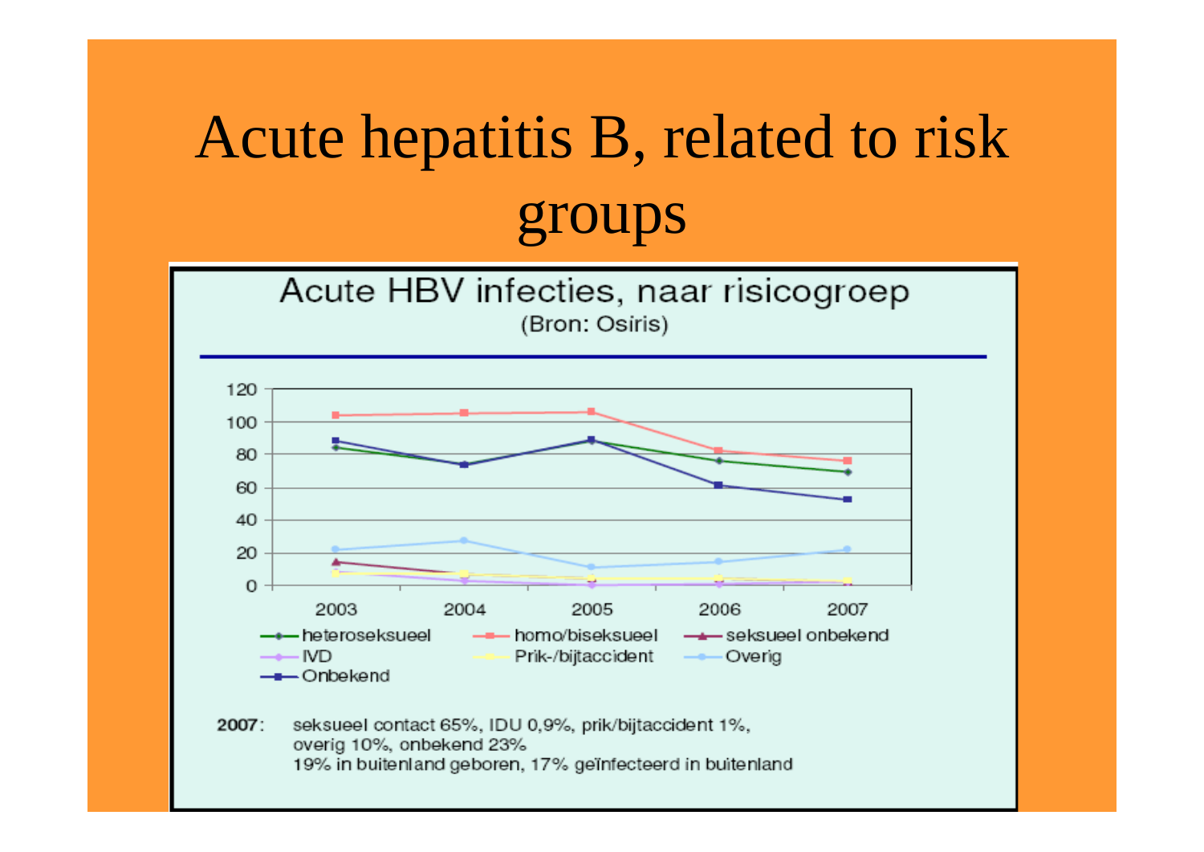# Acute hepatitis B, related to risk groups

Acute HBV infecties, naar risicogroep

(Bron: Osiris)

2007: seksueel contact 65%, IDU 0,9%, prik/bijtaccident 1%, overig 10%, onbekend 23%

19% in buitenland geboren, 17% geïnfecteerd in buitenland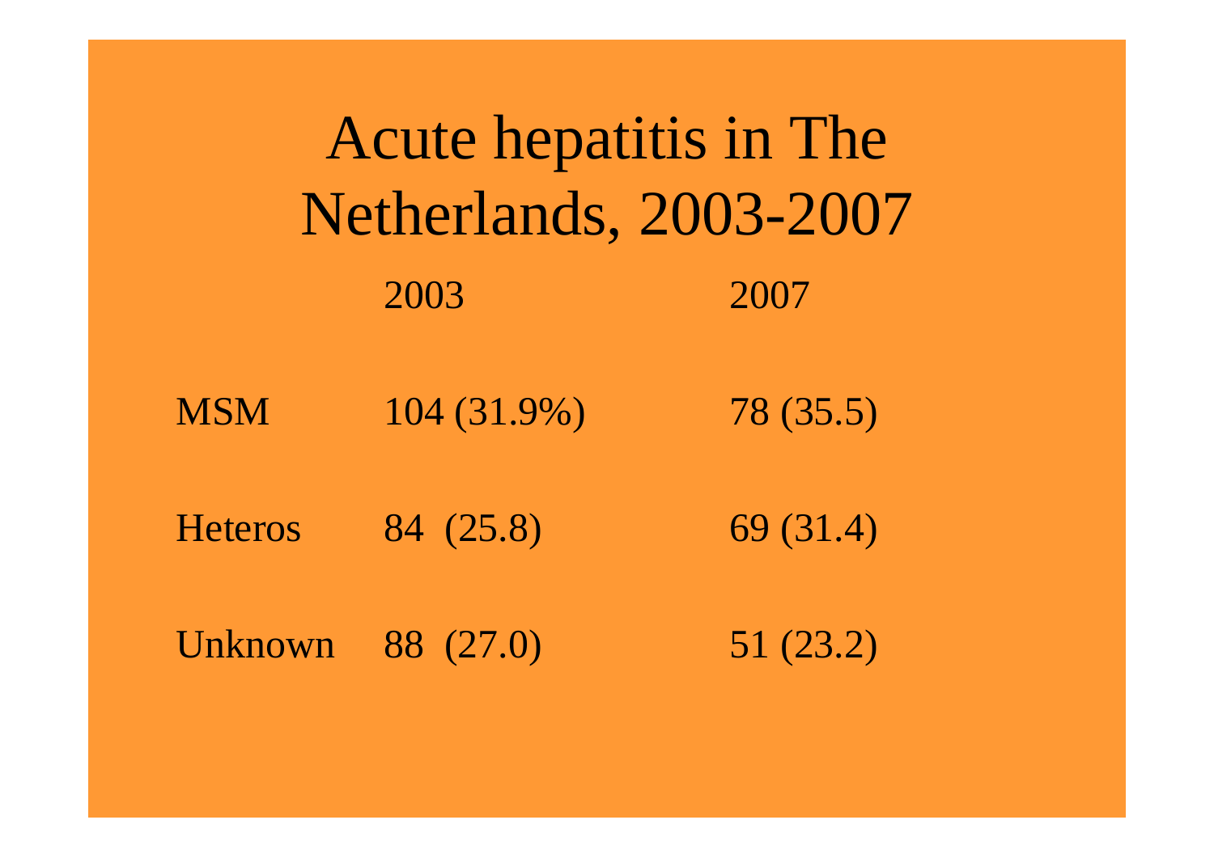# Acute hepatitis in The Netherlands, 2003-2007

| | 2003 | 2007 |
|---|---|---|
| MSM | 104 (31.9%) | 78 (35.5) |
| Heteros | 84 (25.8) | 69 (31.4) |
| Unknown | 88 (27.0) | 51 (23.2) |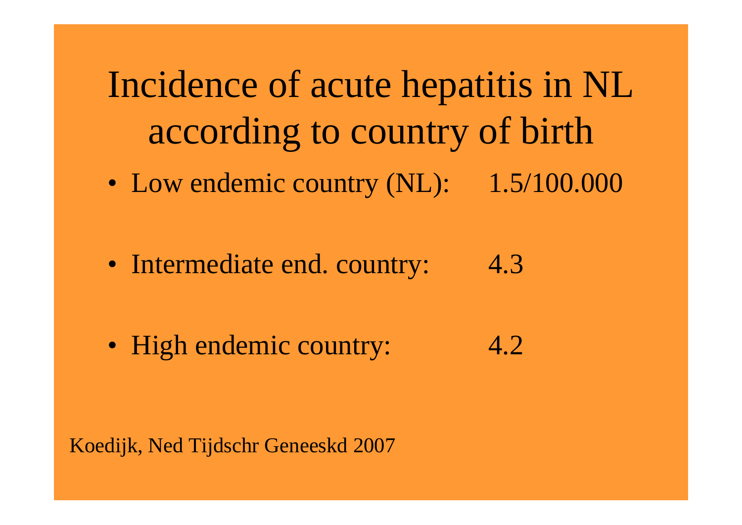# Incidence of acute hepatitis in NL according to country of birth

- Low endemic country (NL): 1.5/100.000
- Intermediate end. country: 4.3
- High endemic country: 4.2

Koedijk, Ned Tijdschr Geneeskd 2007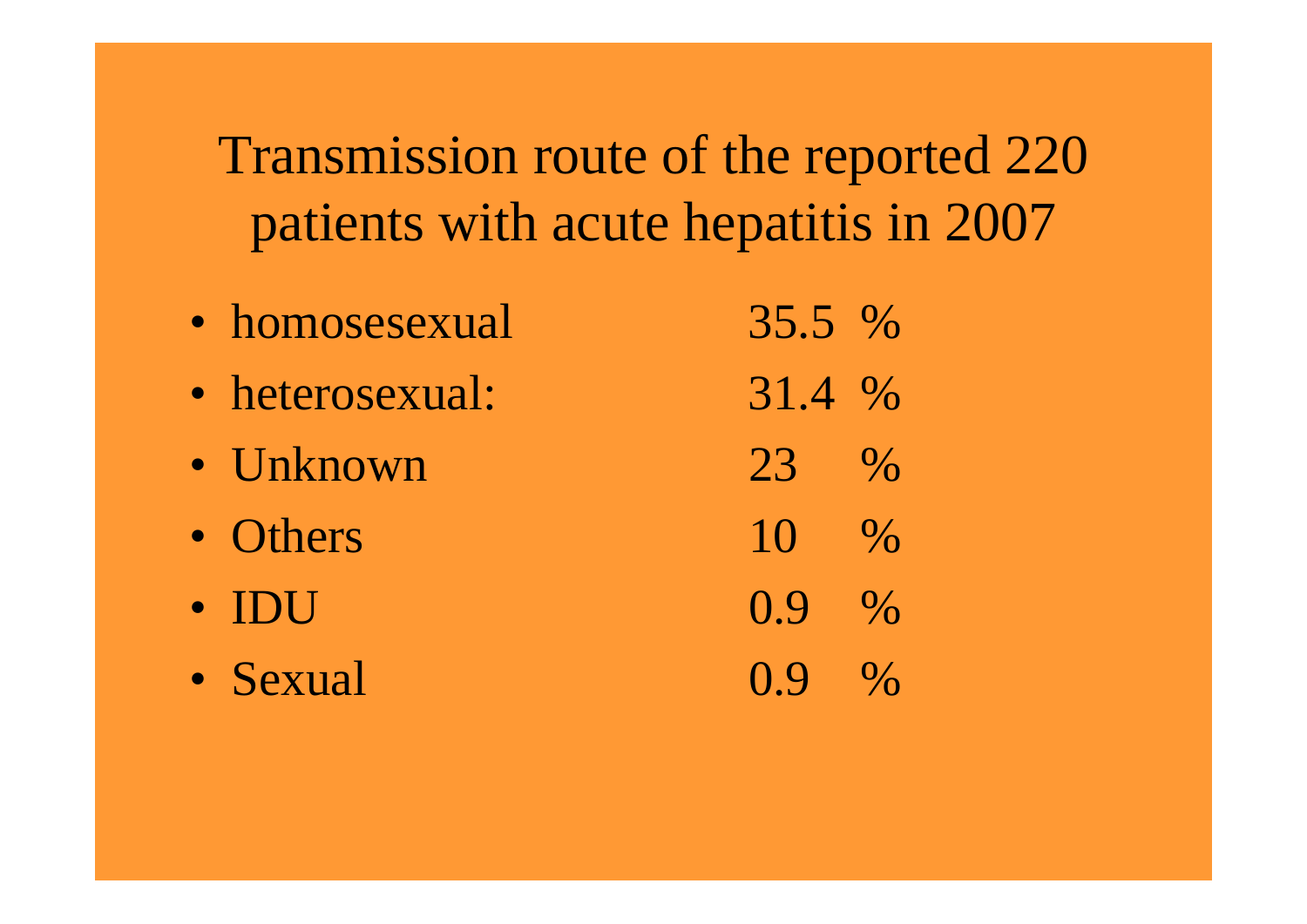# Transmission route of the reported 220 patients with acute hepatitis in 2007

- homosesexual 35.5 %
- heterosexual: 31.4 %
- Unknown 23 %
- Others 10 %
- IDU 0.9 %
- Sexual 0.9 %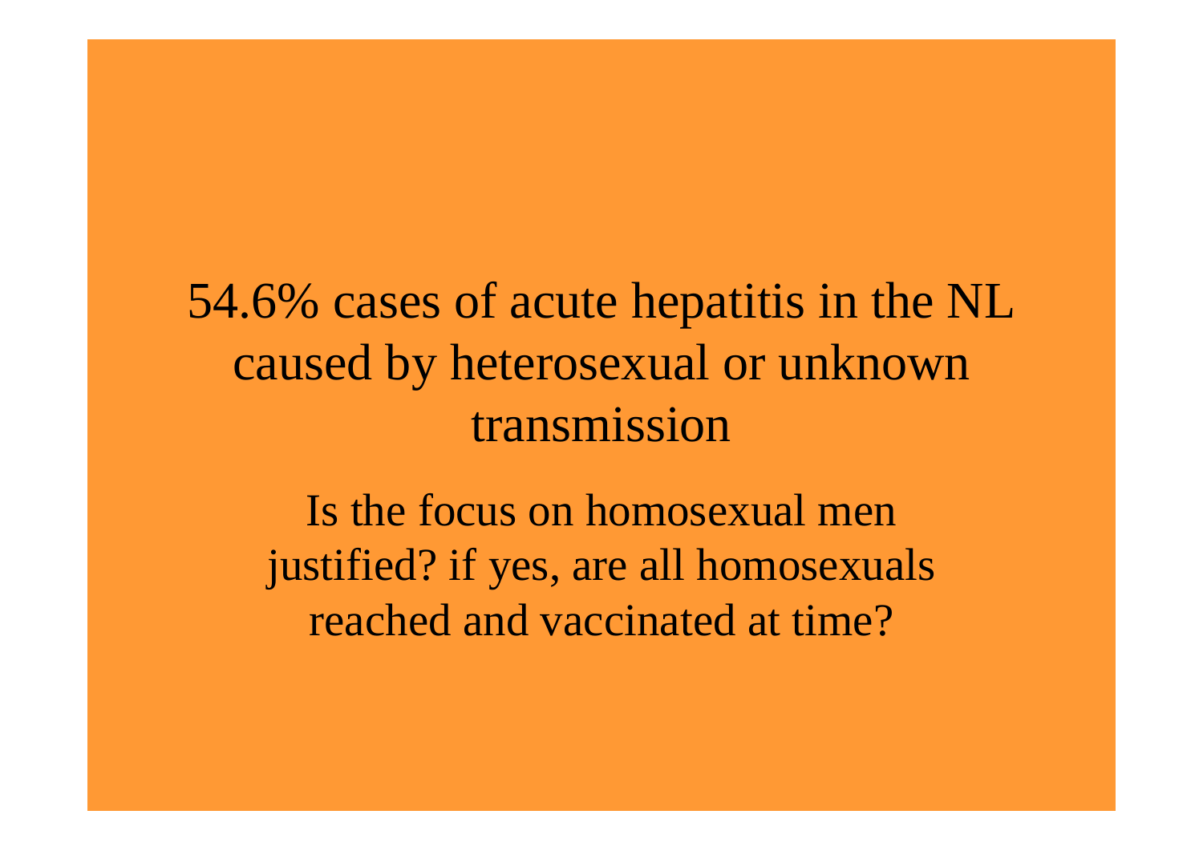54.6% cases of acute hepatitis in the NL caused by heterosexual or unknown transmission

Is the focus on homosexual men justified? if yes, are all homosexuals reached and vaccinated at time?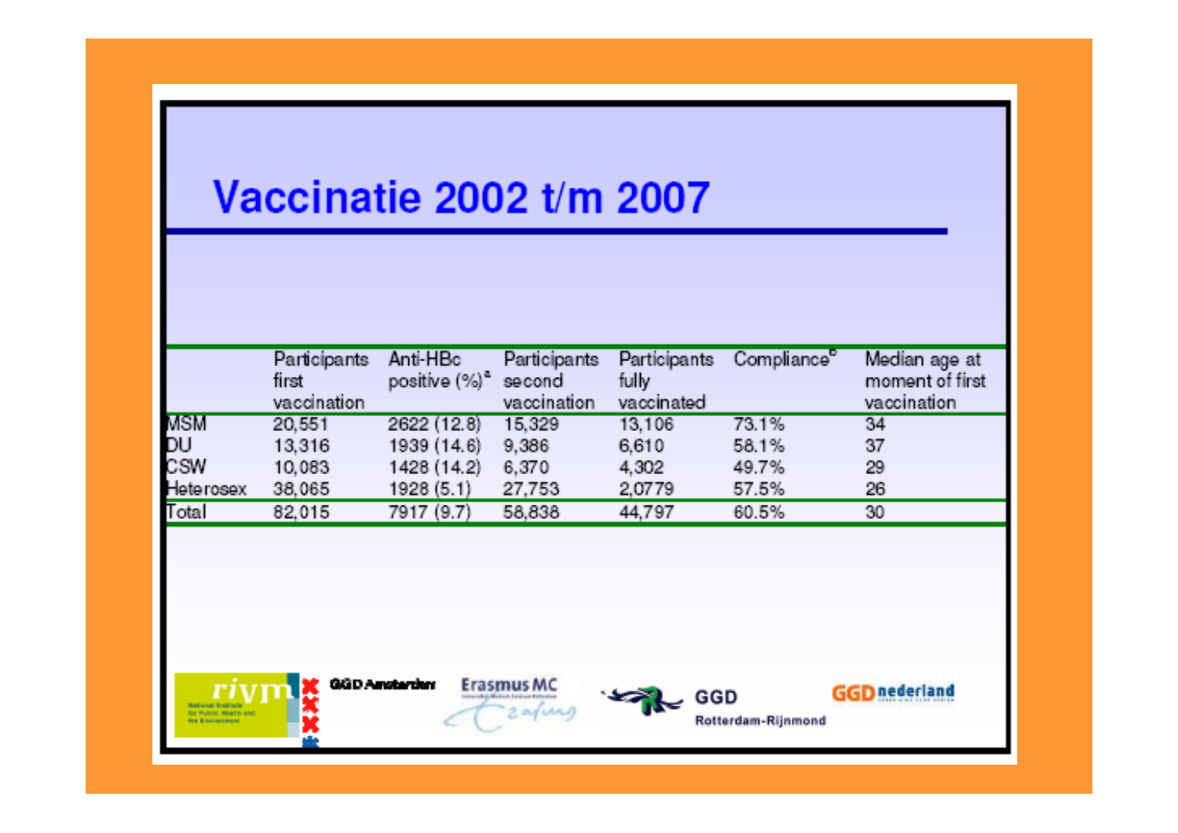# Vaccinatie 2002 t/m 2007

| | Participants first vaccination | Anti-HBc positive (%)[a] | Participants second vaccination | Participants fully vaccinated | Compliance[b] | Median age at moment of first vaccination |
|---|---|---|---|---|---|---|
| MSM | 20,551 | 2622 (12.8) | 15,329 | 13,106 | 73.1% | 34 |
| DU | 13,316 | 1939 (14.6) | 9,386 | 6,610 | 58.1% | 37 |
| CSW | 10,083 | 1428 (14.2) | 6,370 | 4,302 | 49.7% | 29 |
| Heterosex | 38,065 | 1928 (5.1) | 27,753 | 2,0779 | 57.5% | 26 |
| Total | 82,015 | 7917 (9.7) | 58,838 | 44,797 | 60.5% | 30 |

rivm — National Institute for Public Health and the Environment · GGD Amsterdam · Erasmus MC · GGD Rotterdam-Rijnmond · GGD nederland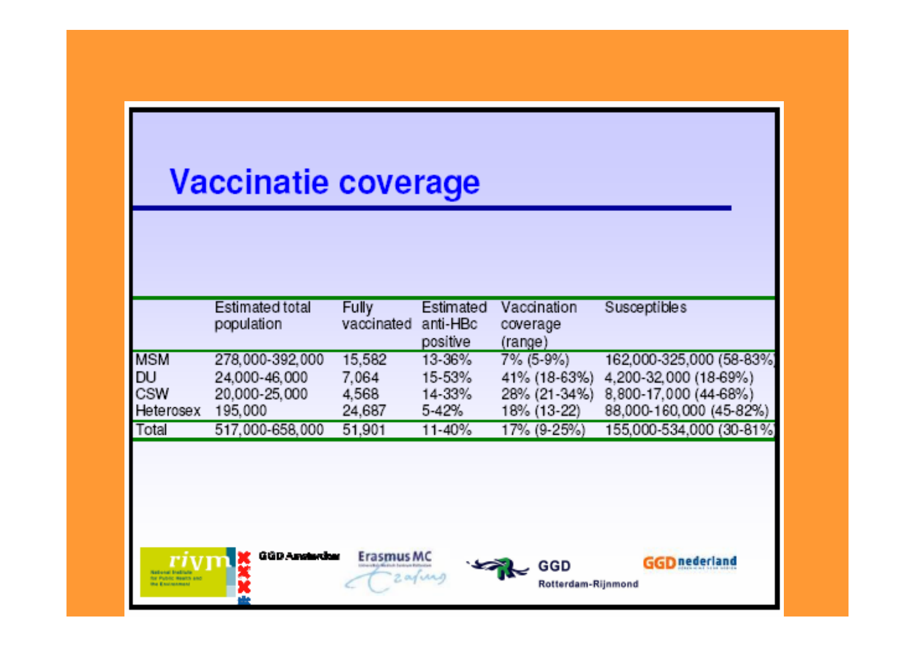# Vaccinatie coverage

| | Estimated total population | Fully vaccinated | Estimated anti-HBc positive | Vaccination coverage (range) | Susceptibles |
|---|---|---|---|---|---|
| MSM | 278,000-392,000 | 15,582 | 13-36% | 7% (5-9%) | 162,000-325,000 (58-83%) |
| DU | 24,000-46,000 | 7,064 | 15-53% | 41% (18-63%) | 4,200-32,000 (18-69%) |
| CSW | 20,000-25,000 | 4,568 | 14-33% | 28% (21-34%) | 8,800-17,000 (44-68%) |
| Heterosex | 195,000 | 24,687 | 5-42% | 18% (13-22) | 88,000-160,000 (45-82%) |
| Total | 517,000-658,000 | 51,901 | 11-40% | 17% (9-25%) | 155,000-534,000 (30-81%) |

rivm National Institute for Public Health and the Environment · GGD Amsterdam · Erasmus MC · GGD Rotterdam-Rijnmond · GGD nederland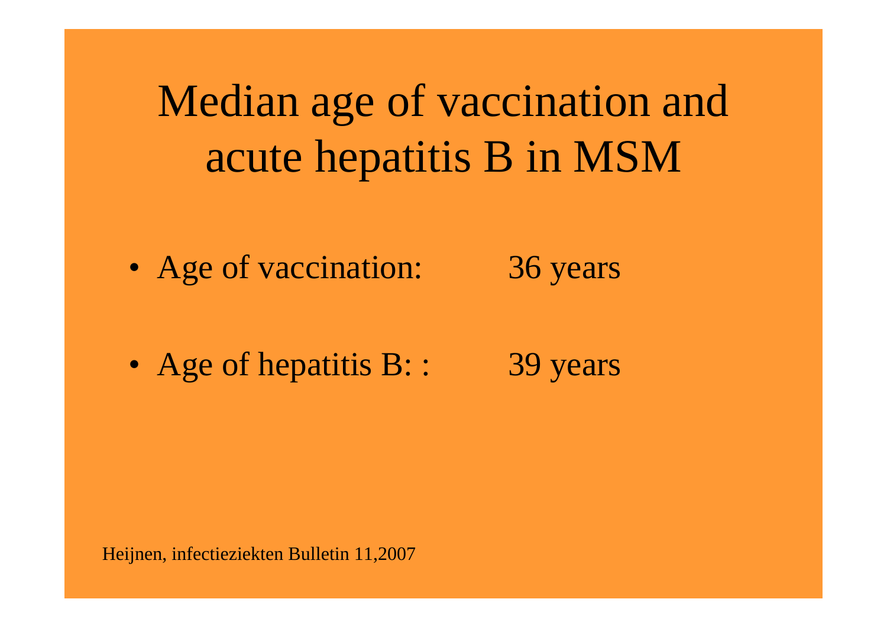# Median age of vaccination and acute hepatitis B in MSM

- Age of vaccination: 36 years
- Age of hepatitis B: : 39 years

Heijnen, infectieziekten Bulletin 11,2007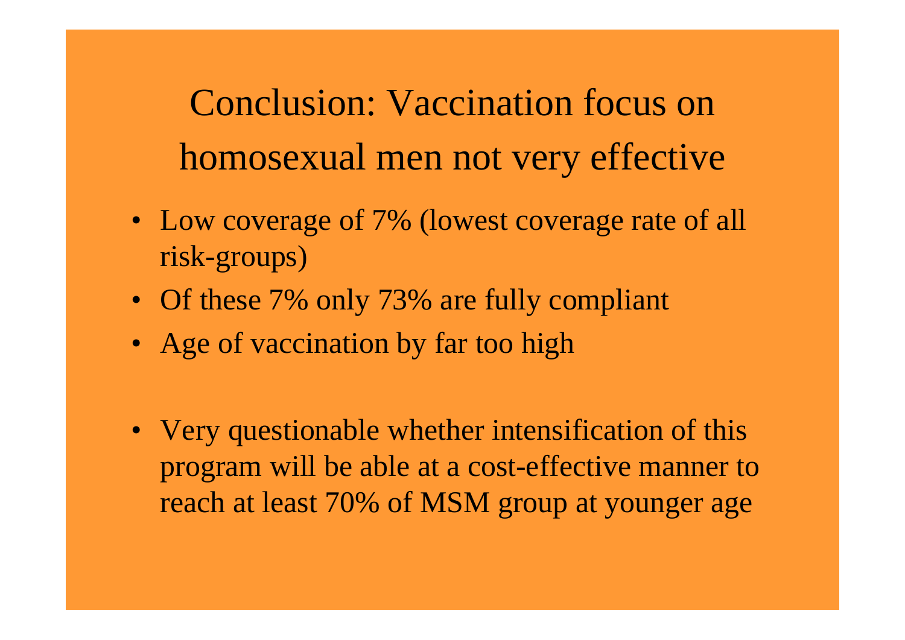# Conclusion: Vaccination focus on homosexual men not very effective

- Low coverage of 7% (lowest coverage rate of all risk-groups)
- Of these 7% only 73% are fully compliant
- Age of vaccination by far too high

- Very questionable whether intensification of this program will be able at a cost-effective manner to reach at least 70% of MSM group at younger age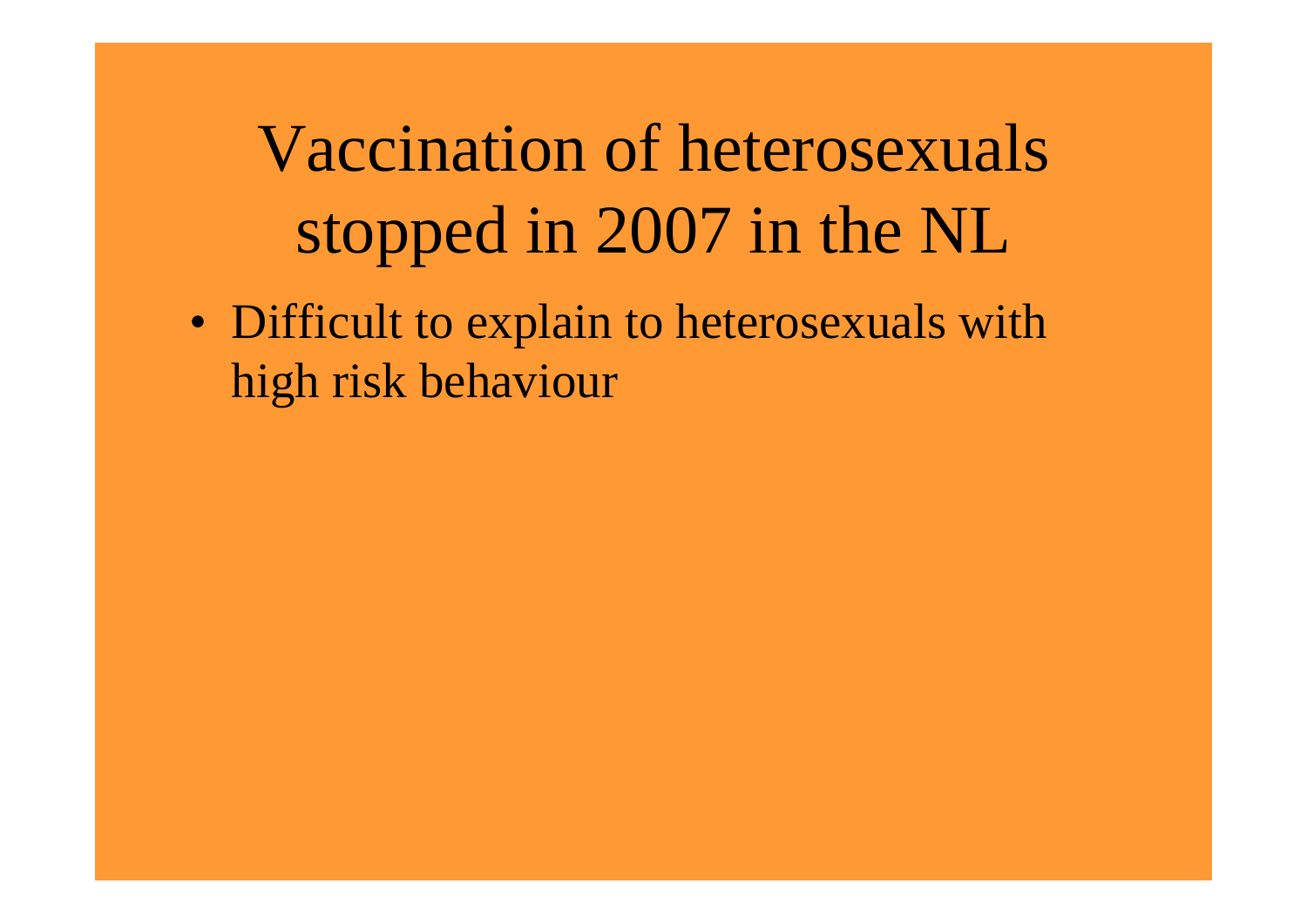# Vaccination of heterosexuals stopped in 2007 in the NL

- Difficult to explain to heterosexuals with high risk behaviour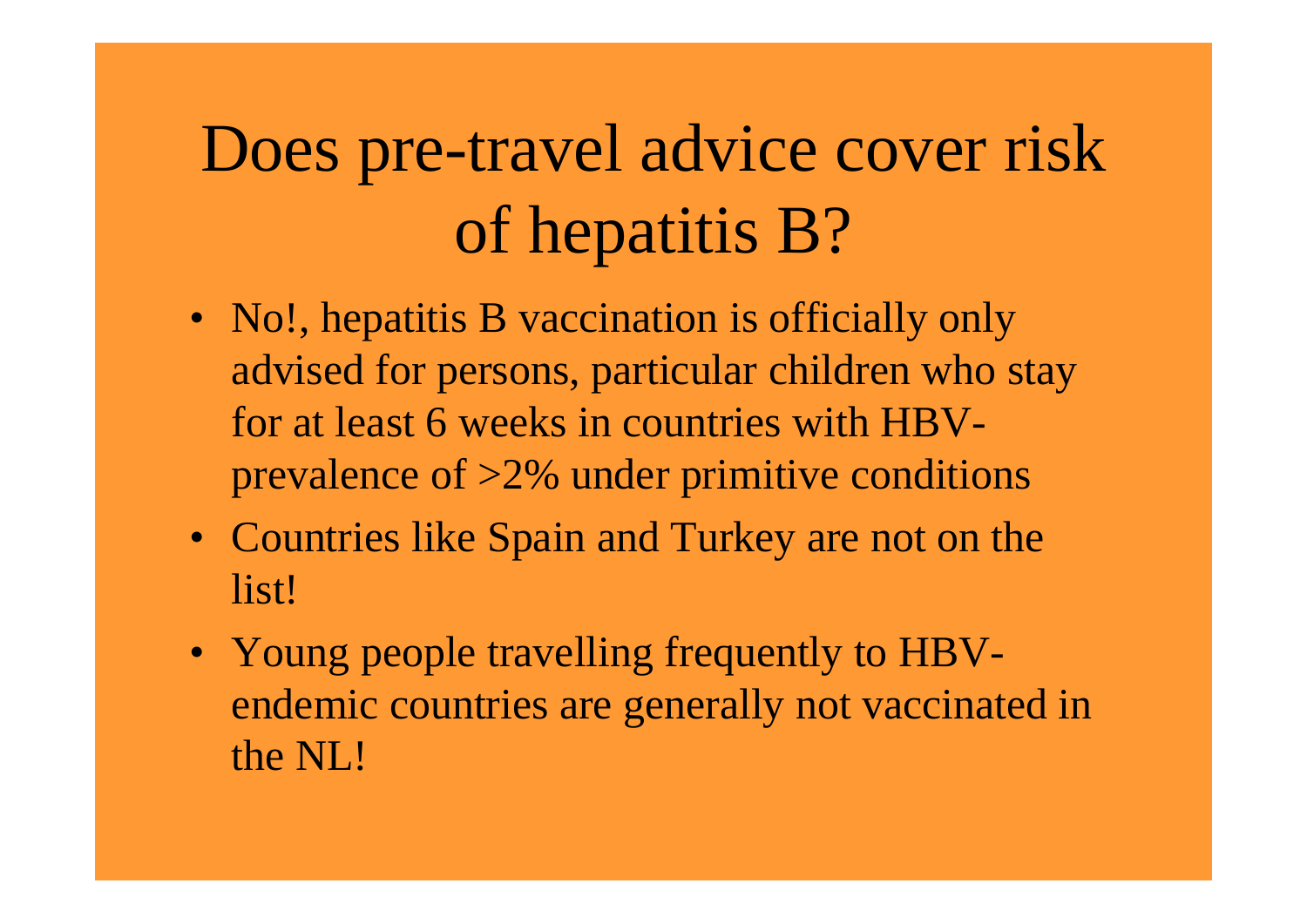# Does pre-travel advice cover risk of hepatitis B?

- No!, hepatitis B vaccination is officially only advised for persons, particular children who stay for at least 6 weeks in countries with HBV-prevalence of >2% under primitive conditions
- Countries like Spain and Turkey are not on the list!
- Young people travelling frequently to HBV-endemic countries are generally not vaccinated in the NL!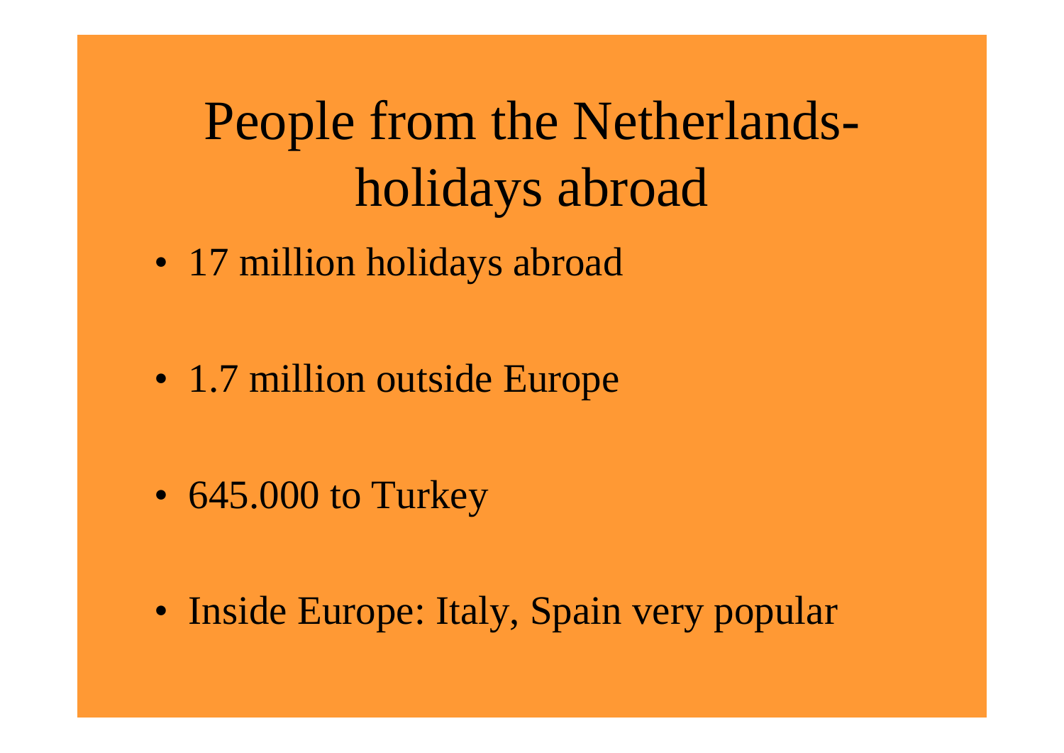# People from the Netherlands-holidays abroad

- 17 million holidays abroad
- 1.7 million outside Europe
- 645.000 to Turkey
- Inside Europe: Italy, Spain very popular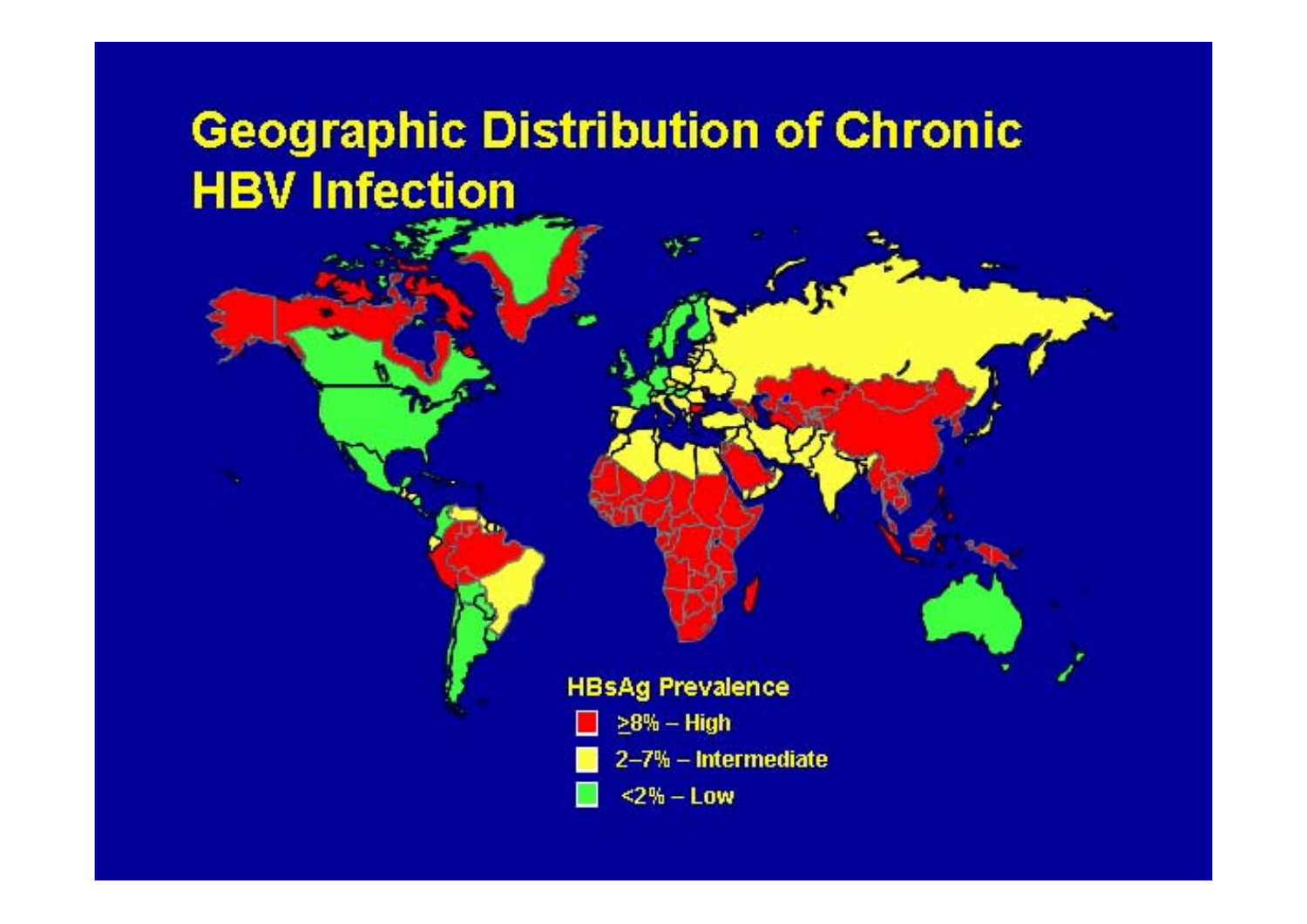# Geographic Distribution of Chronic HBV Infection

**HBsAg Prevalence**

- ≥8% – High
- 2–7% – Intermediate
- <2% – Low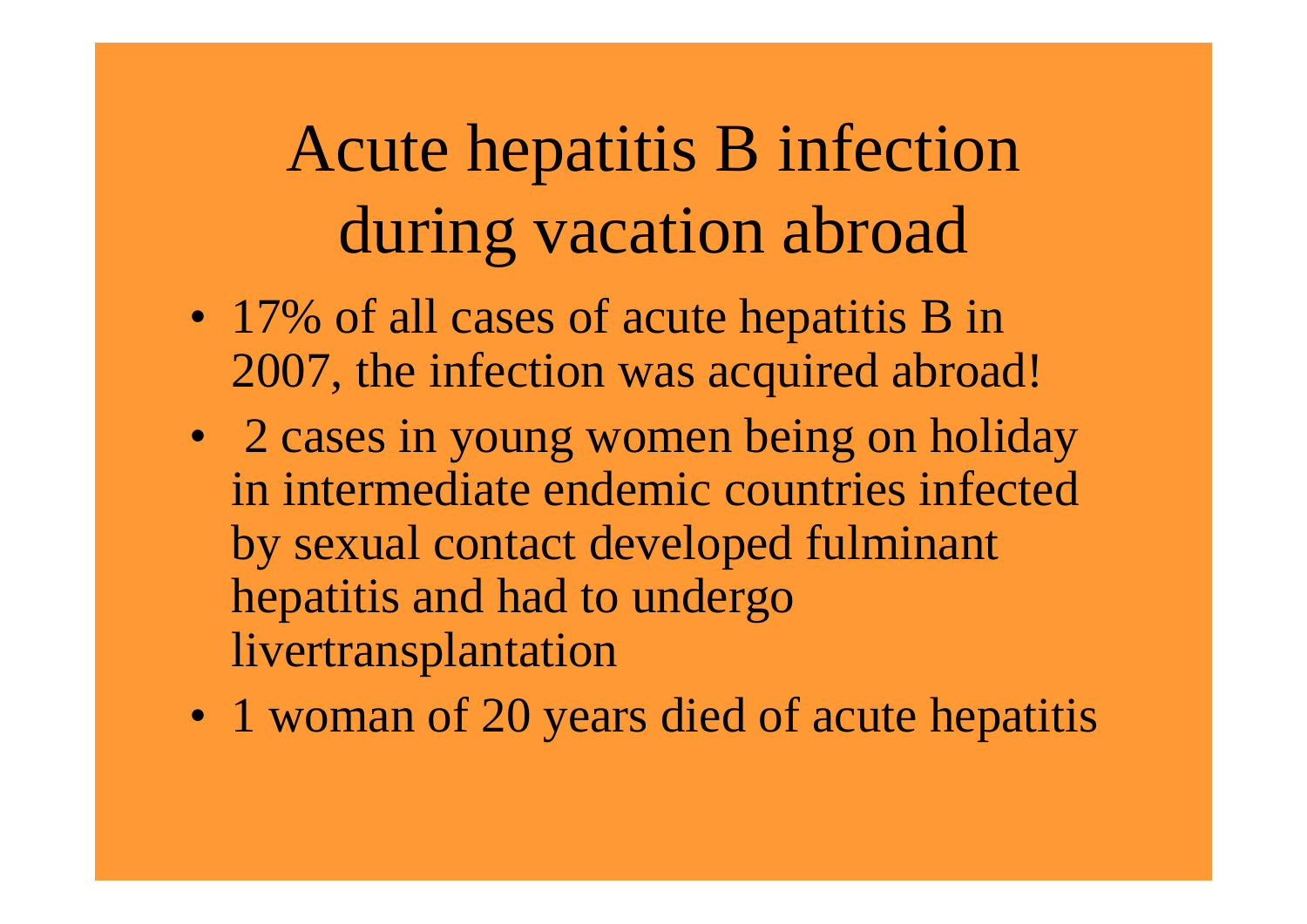# Acute hepatitis B infection during vacation abroad

- 17% of all cases of acute hepatitis B in 2007, the infection was acquired abroad!
- 2 cases in young women being on holiday in intermediate endemic countries infected by sexual contact developed fulminant hepatitis and had to undergo livertransplantation
- 1 woman of 20 years died of acute hepatitis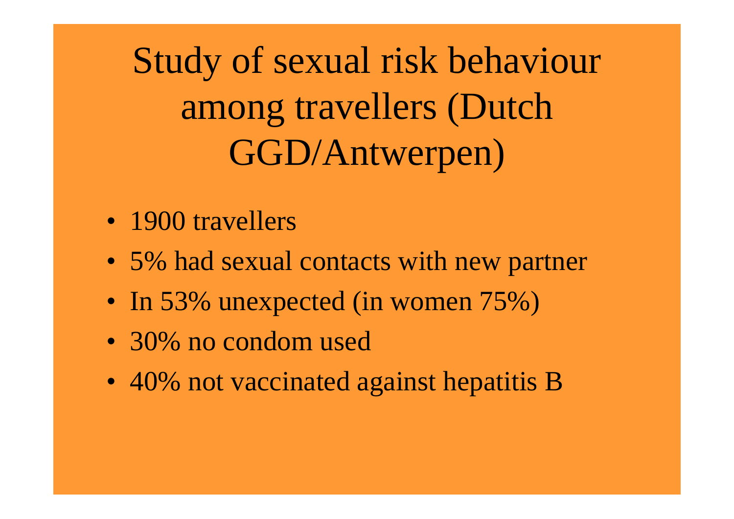# Study of sexual risk behaviour among travellers (Dutch GGD/Antwerpen)

- 1900 travellers
- 5% had sexual contacts with new partner
- In 53% unexpected (in women 75%)
- 30% no condom used
- 40% not vaccinated against hepatitis B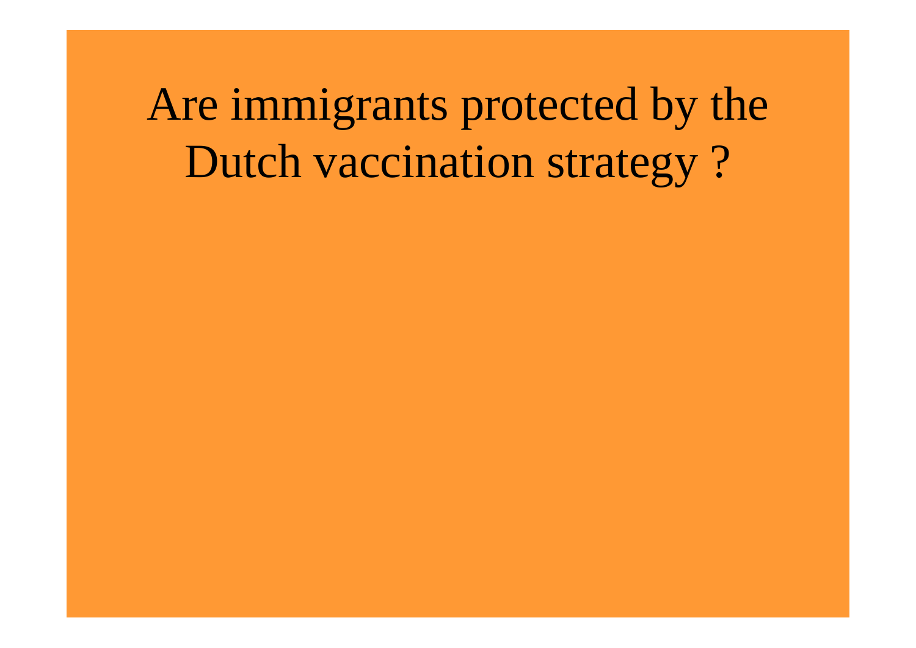# Are immigrants protected by the Dutch vaccination strategy ?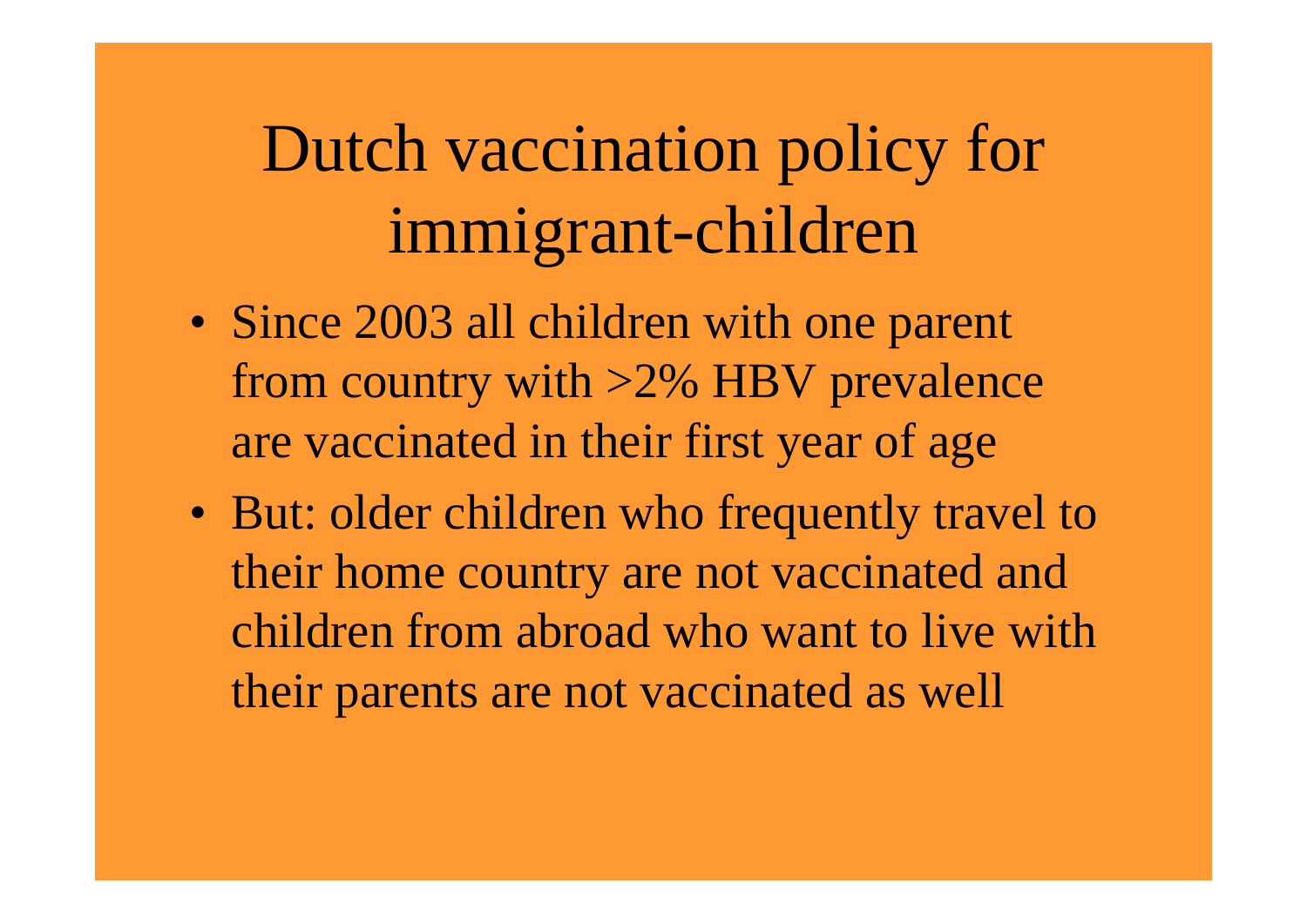# Dutch vaccination policy for immigrant-children

- Since 2003 all children with one parent from country with >2% HBV prevalence are vaccinated in their first year of age
- But: older children who frequently travel to their home country are not vaccinated and children from abroad who want to live with their parents are not vaccinated as well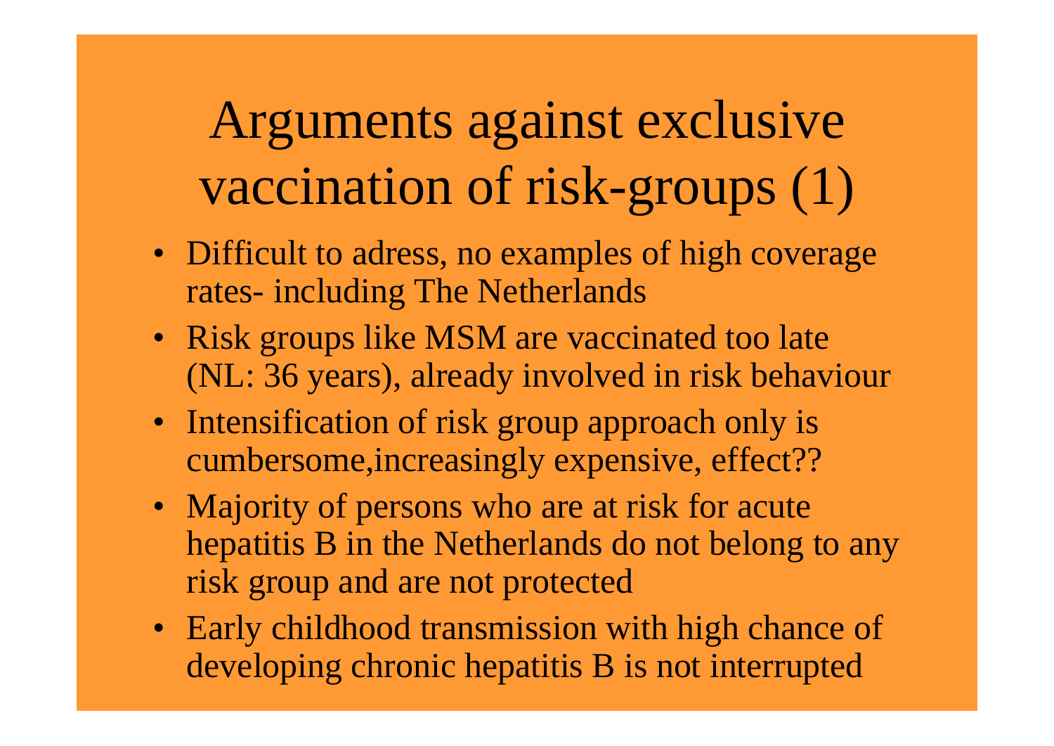# Arguments against exclusive vaccination of risk-groups (1)

- Difficult to adress, no examples of high coverage rates- including The Netherlands
- Risk groups like MSM are vaccinated too late (NL: 36 years), already involved in risk behaviour
- Intensification of risk group approach only is cumbersome,increasingly expensive, effect??
- Majority of persons who are at risk for acute hepatitis B in the Netherlands do not belong to any risk group and are not protected
- Early childhood transmission with high chance of developing chronic hepatitis B is not interrupted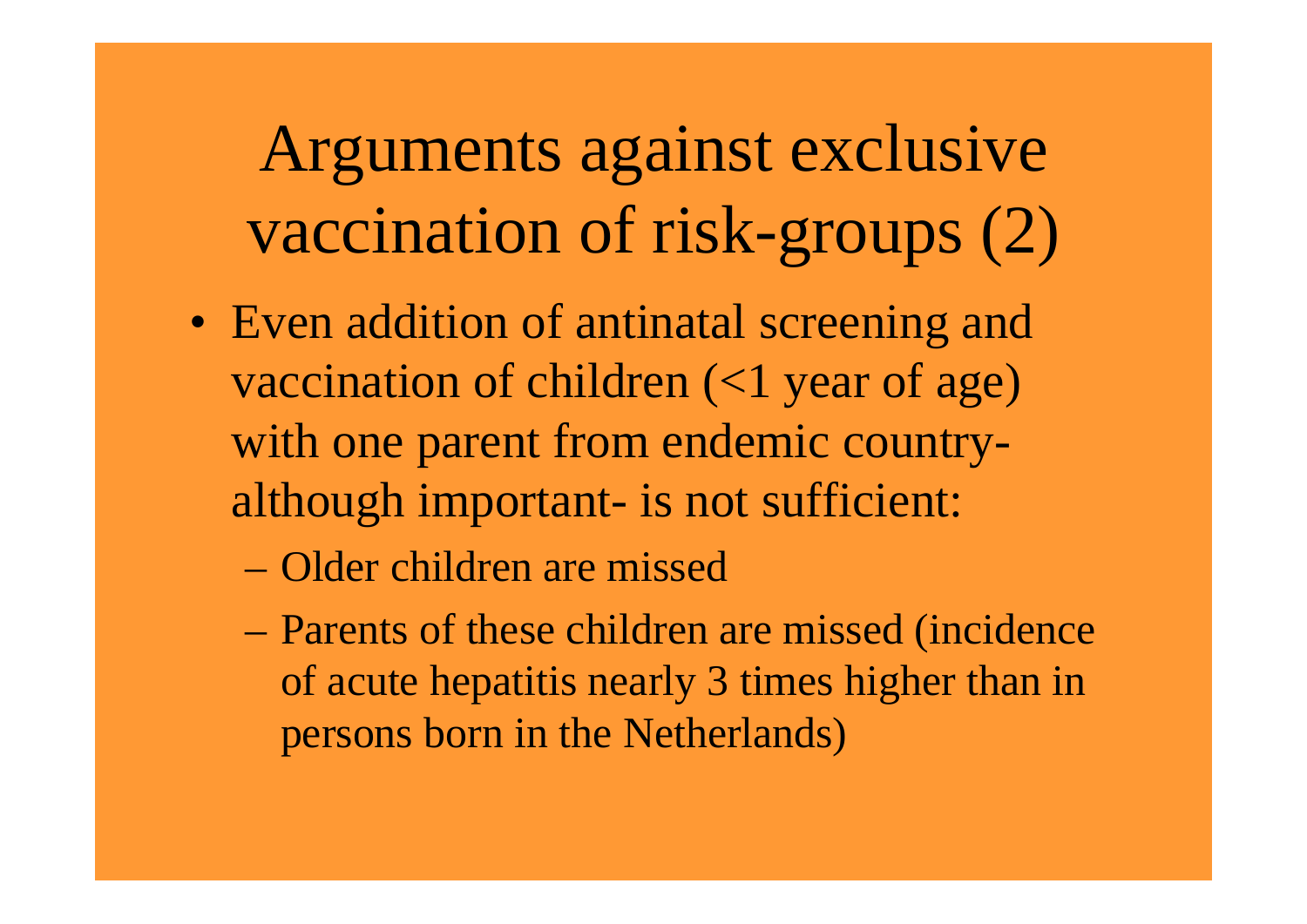# Arguments against exclusive vaccination of risk-groups (2)

- Even addition of antinatal screening and vaccination of children (<1 year of age) with one parent from endemic country- although important- is not sufficient:
  - Older children are missed
  - Parents of these children are missed (incidence of acute hepatitis nearly 3 times higher than in persons born in the Netherlands)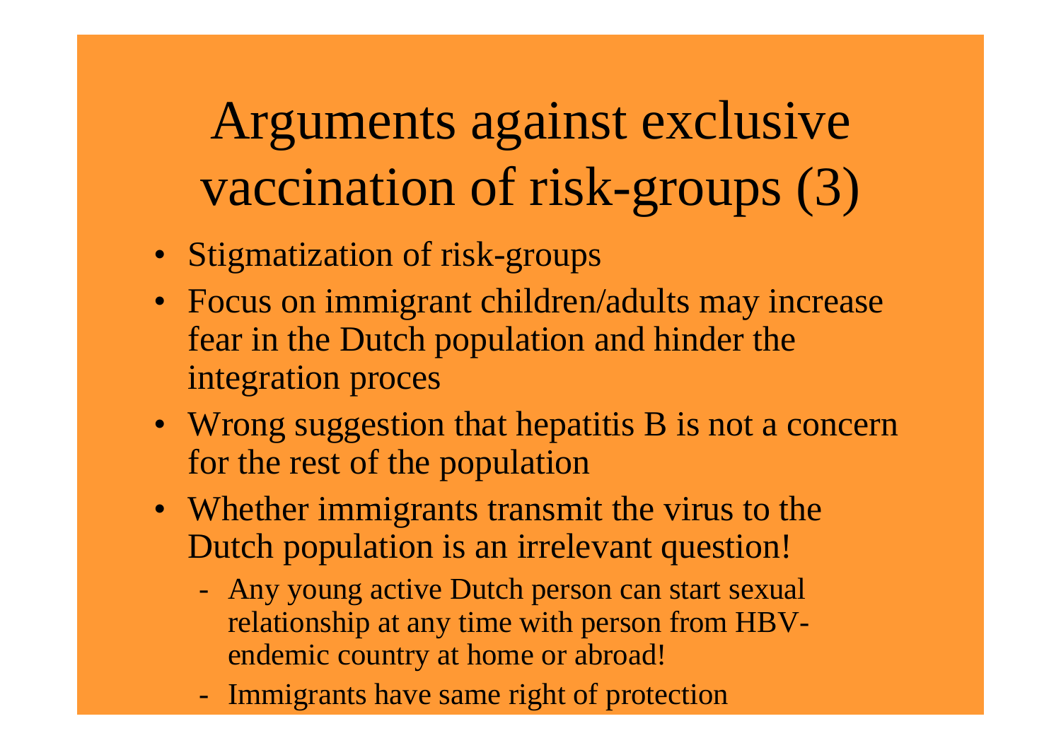# Arguments against exclusive vaccination of risk-groups (3)

- Stigmatization of risk-groups
- Focus on immigrant children/adults may increase fear in the Dutch population and hinder the integration proces
- Wrong suggestion that hepatitis B is not a concern for the rest of the population
- Whether immigrants transmit the virus to the Dutch population is an irrelevant question!
  - Any young active Dutch person can start sexual relationship at any time with person from HBV-endemic country at home or abroad!
  - Immigrants have same right of protection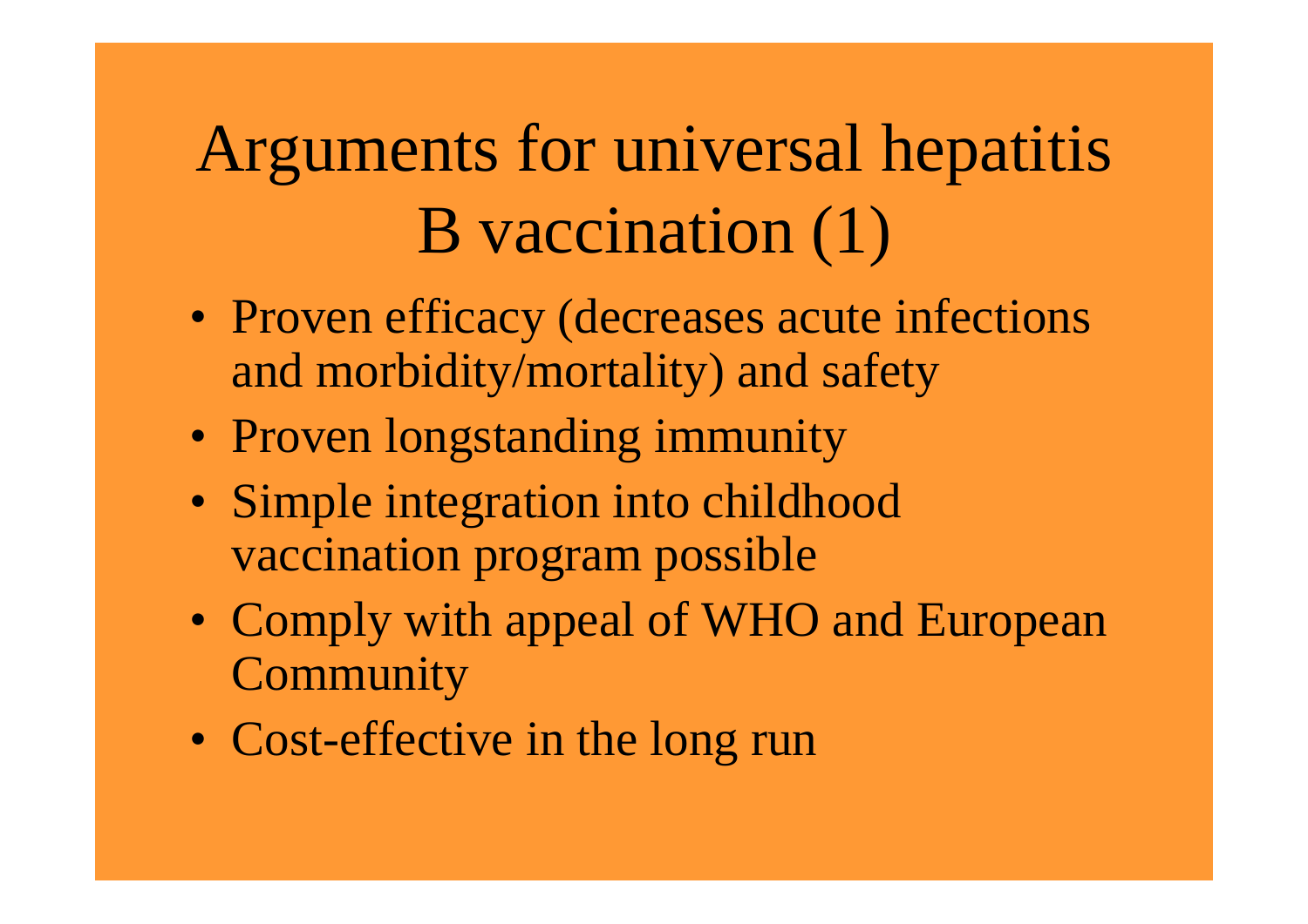# Arguments for universal hepatitis B vaccination (1)

- Proven efficacy (decreases acute infections and morbidity/mortality) and safety
- Proven longstanding immunity
- Simple integration into childhood vaccination program possible
- Comply with appeal of WHO and European Community
- Cost-effective in the long run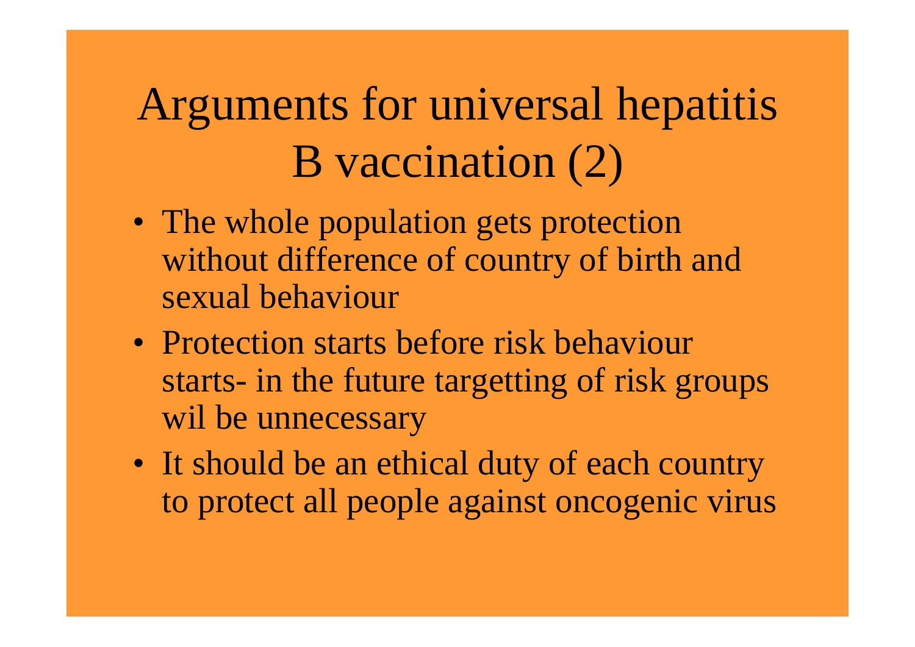# Arguments for universal hepatitis B vaccination (2)

- The whole population gets protection without difference of country of birth and sexual behaviour
- Protection starts before risk behaviour starts- in the future targetting of risk groups wil be unnecessary
- It should be an ethical duty of each country to protect all people against oncogenic virus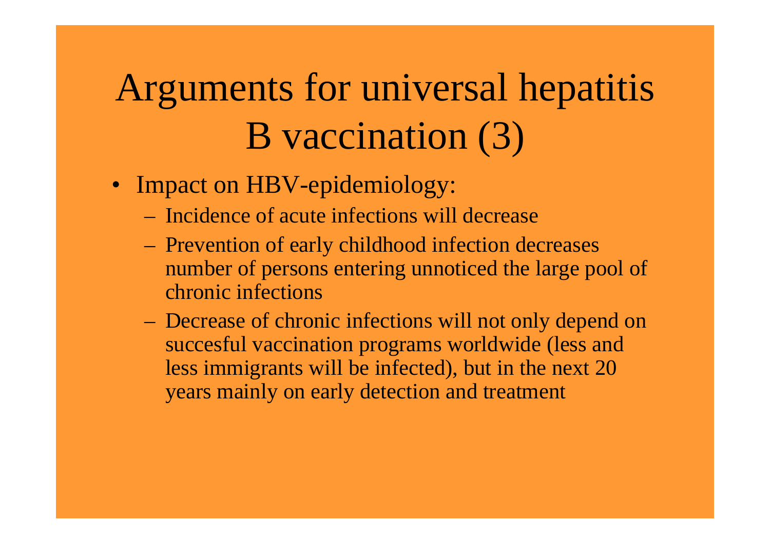# Arguments for universal hepatitis B vaccination (3)

- Impact on HBV-epidemiology:
  - Incidence of acute infections will decrease
  - Prevention of early childhood infection decreases number of persons entering unnoticed the large pool of chronic infections
  - Decrease of chronic infections will not only depend on succesful vaccination programs worldwide (less and less immigrants will be infected), but in the next 20 years mainly on early detection and treatment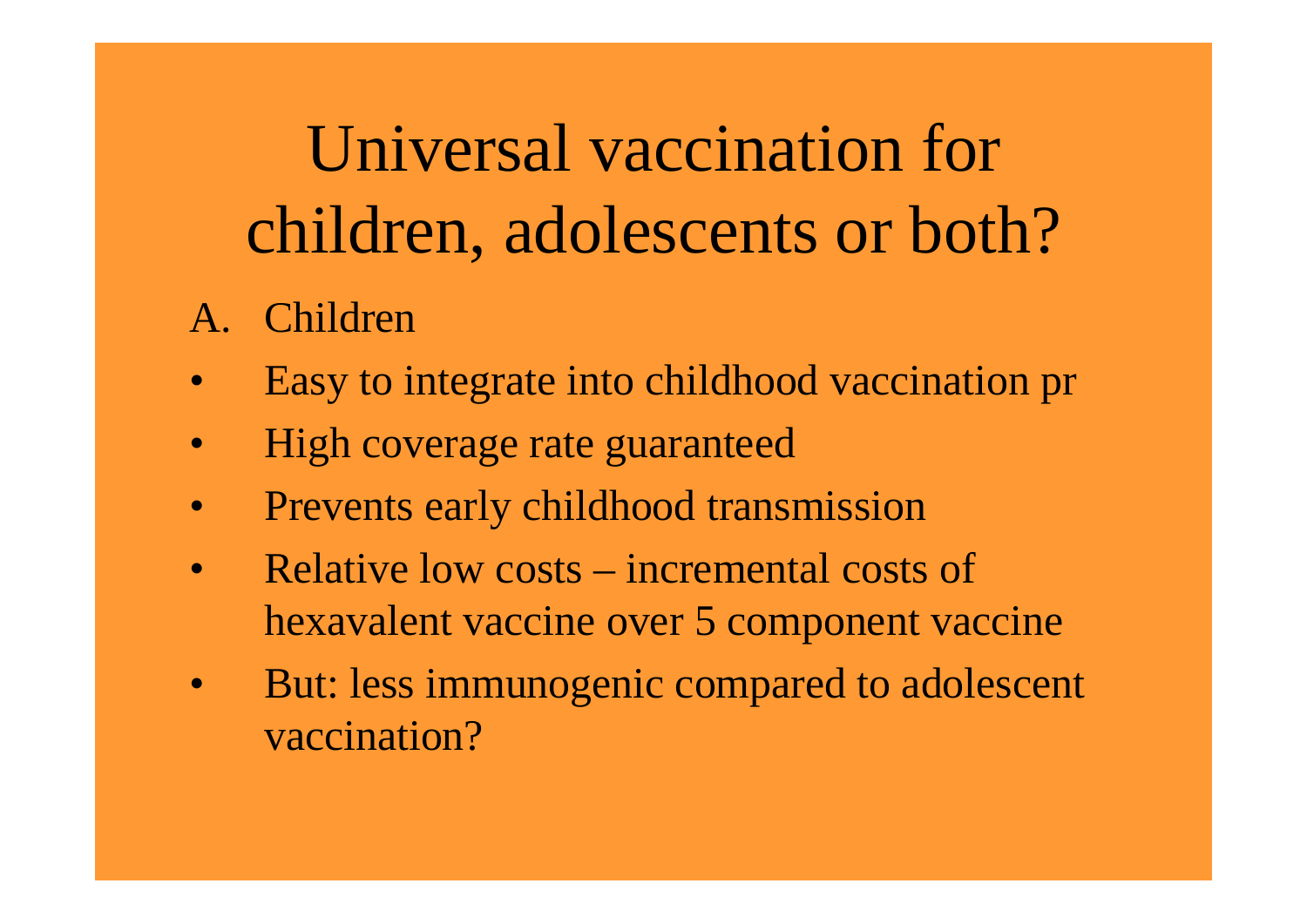# Universal vaccination for children, adolescents or both?

A. Children

- Easy to integrate into childhood vaccination pr
- High coverage rate guaranteed
- Prevents early childhood transmission
- Relative low costs – incremental costs of hexavalent vaccine over 5 component vaccine
- But: less immunogenic compared to adolescent vaccination?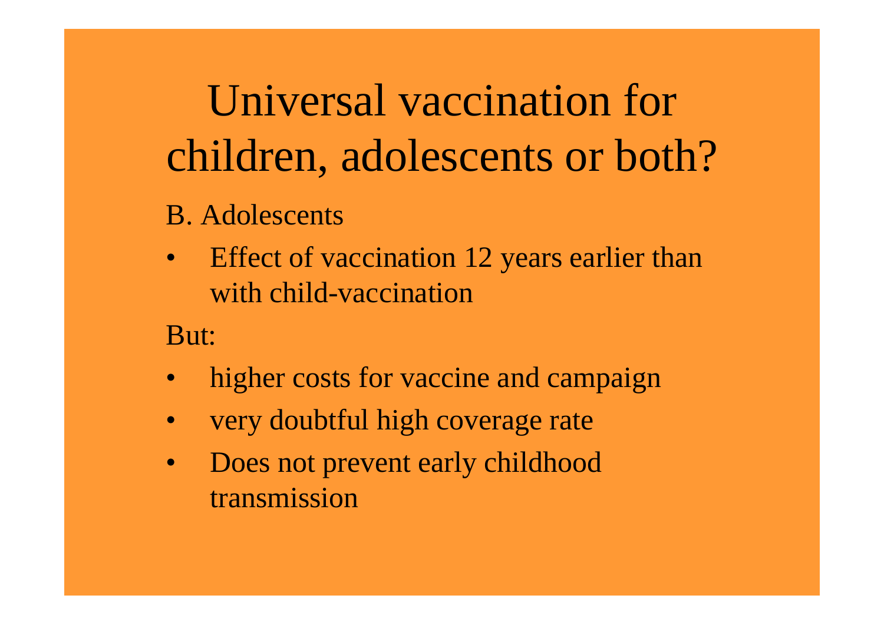# Universal vaccination for children, adolescents or both?

B. Adolescents

- Effect of vaccination 12 years earlier than with child-vaccination

But:

- higher costs for vaccine and campaign
- very doubtful high coverage rate
- Does not prevent early childhood transmission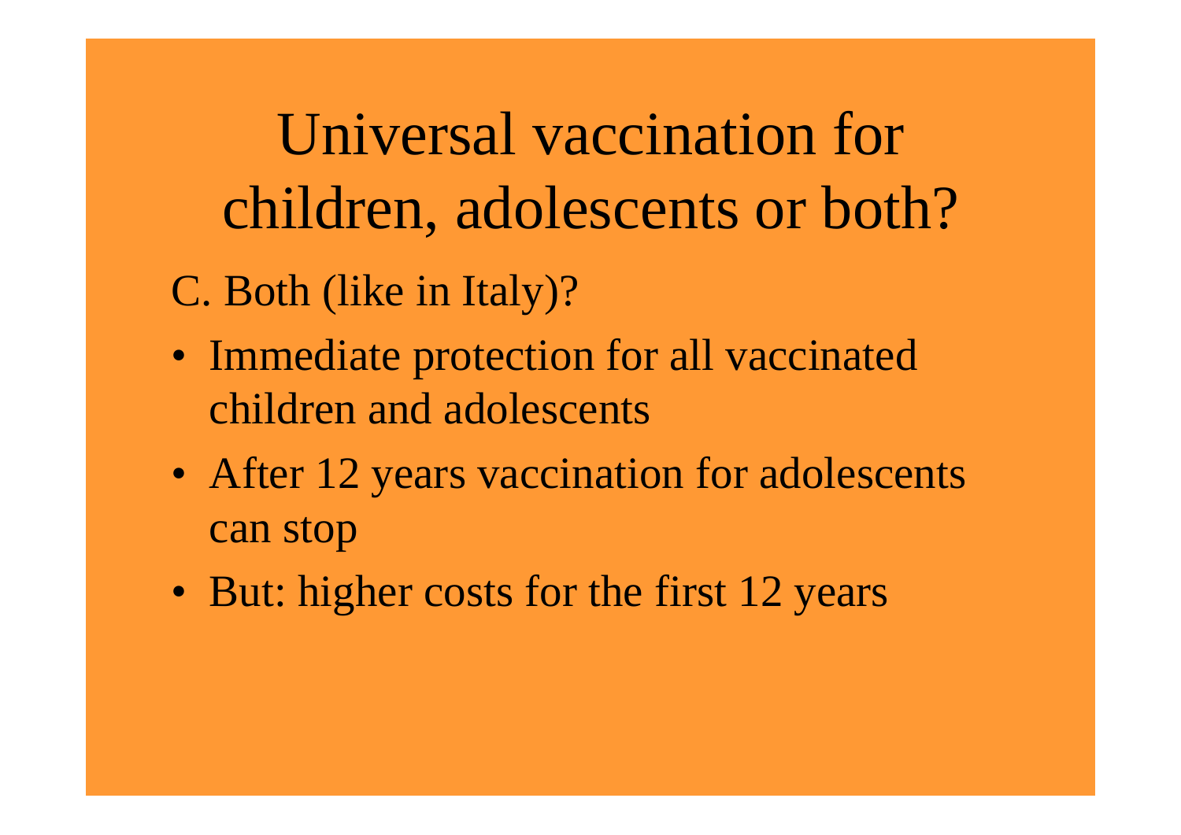# Universal vaccination for children, adolescents or both?

C. Both (like in Italy)?

- Immediate protection for all vaccinated children and adolescents
- After 12 years vaccination for adolescents can stop
- But: higher costs for the first 12 years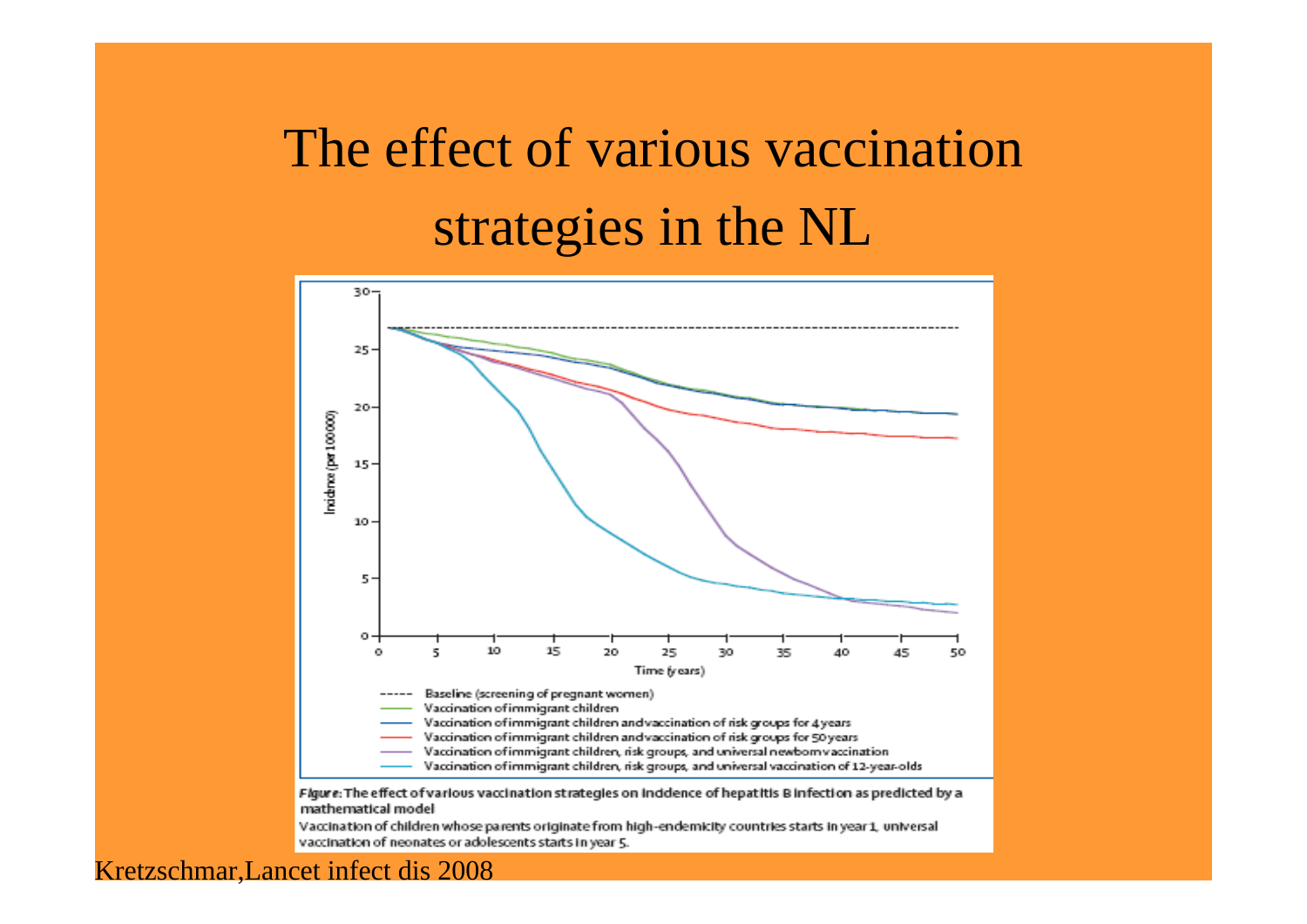# The effect of various vaccination strategies in the NL

Figure: The effect of various vaccination strategies on incidence of hepatitis B infection as predicted by a mathematical model

Vaccination of children whose parents originate from high-endemicity countries starts in year 1, universal vaccination of neonates or adolescents starts in year 5.

Kretzschmar, Lancet infect dis 2008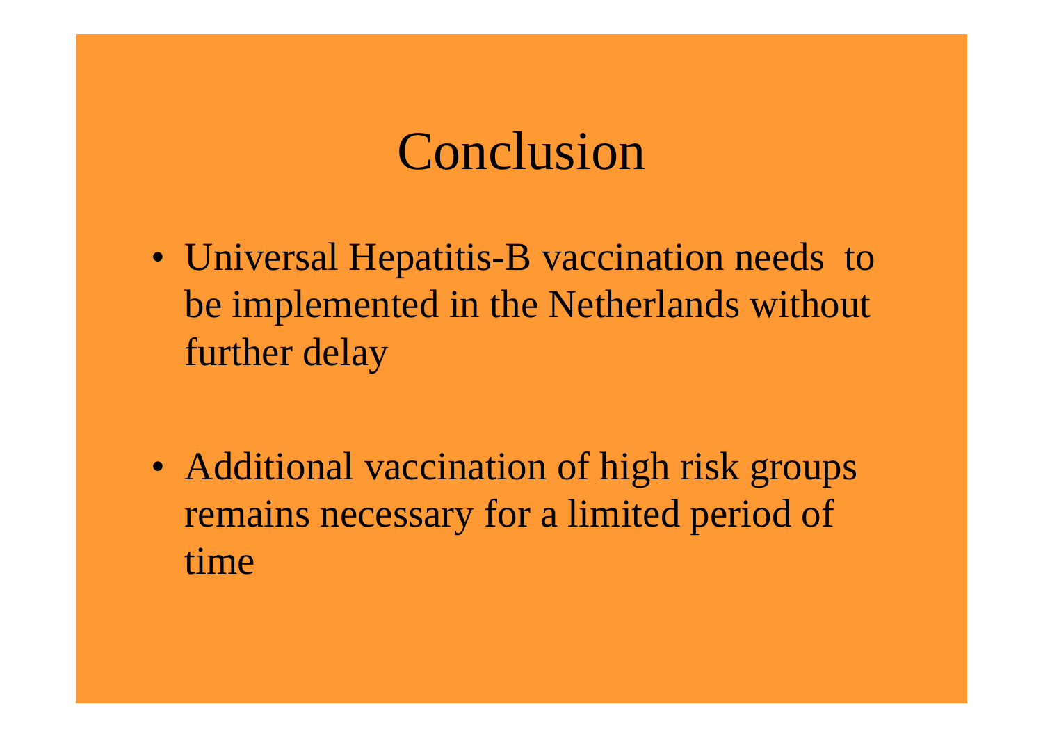# Conclusion

- Universal Hepatitis-B vaccination needs to be implemented in the Netherlands without further delay

- Additional vaccination of high risk groups remains necessary for a limited period of time